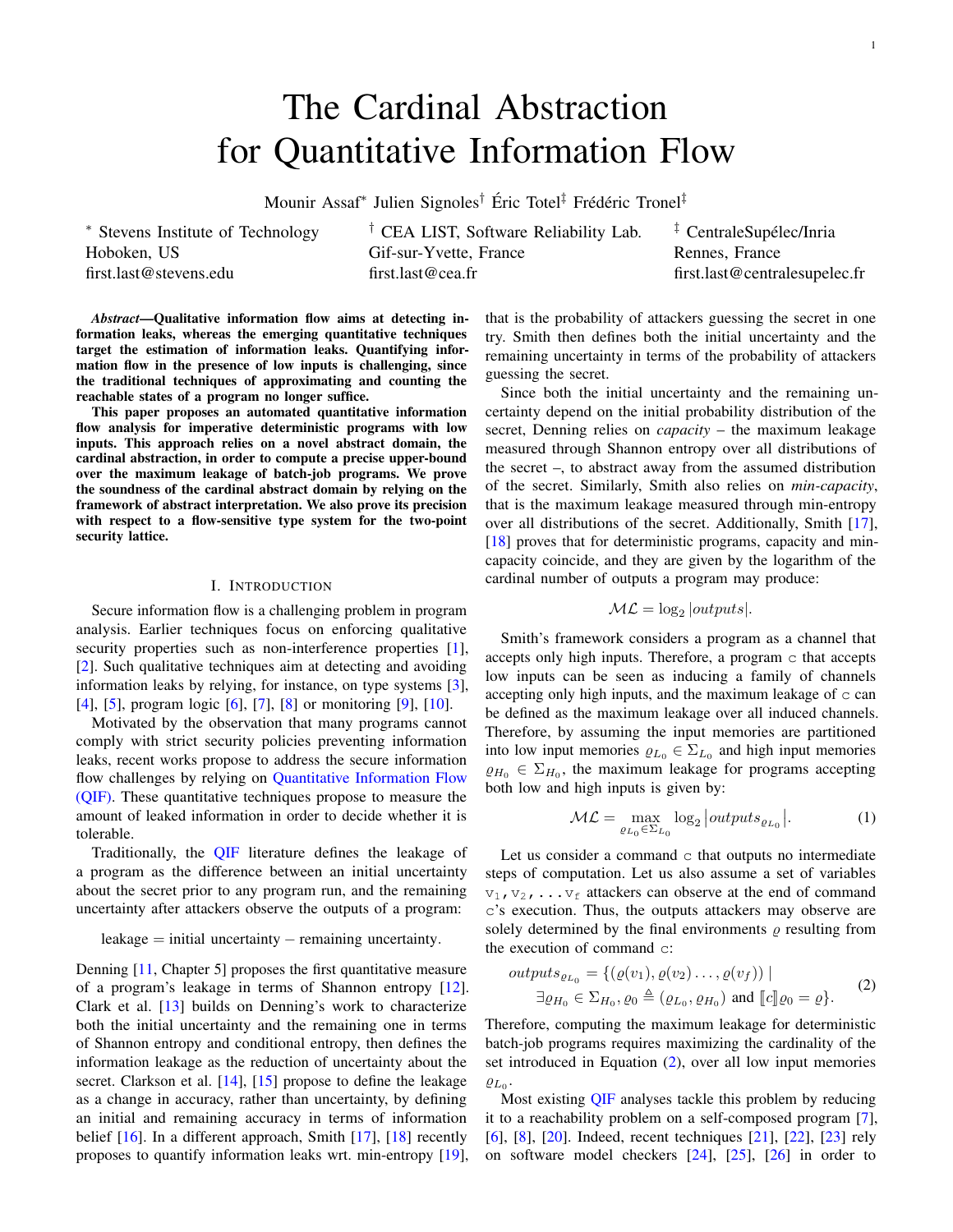# The Cardinal Abstraction for Quantitative Information Flow

Mounir Assaf* Julien Signoles† Éric Totel‡ Frédéric Tronel‡

* Stevens Institute of Technology
Hoboken, US
first.last@stevens.edu

† CEA LIST, Software Reliability Lab.
Gif-sur-Yvette, France
first.last@cea.fr

‡ CentraleSupélec/Inria
Rennes, France
first.last@centralesupelec.fr

***Abstract*—Qualitative information flow aims at detecting information leaks, whereas the emerging quantitative techniques target the estimation of information leaks. Quantifying information flow in the presence of low inputs is challenging, since the traditional techniques of approximating and counting the reachable states of a program no longer suffice.**

**This paper proposes an automated quantitative information flow analysis for imperative deterministic programs with low inputs. This approach relies on a novel abstract domain, the cardinal abstraction, in order to compute a precise upper-bound over the maximum leakage of batch-job programs. We prove the soundness of the cardinal abstract domain by relying on the framework of abstract interpretation. We also prove its precision with respect to a flow-sensitive type system for the two-point security lattice.**

## I. Introduction

Secure information flow is a challenging problem in program analysis. Earlier techniques focus on enforcing qualitative security properties such as non-interference properties [1], [2]. Such qualitative techniques aim at detecting and avoiding information leaks by relying, for instance, on type systems [3], [4], [5], program logic [6], [7], [8] or monitoring [9], [10].

Motivated by the observation that many programs cannot comply with strict security policies preventing information leaks, recent works propose to address the secure information flow challenges by relying on Quantitative Information Flow (QIF). These quantitative techniques propose to measure the amount of leaked information in order to decide whether it is tolerable.

Traditionally, the QIF literature defines the leakage of a program as the difference between an initial uncertainty about the secret prior to any program run, and the remaining uncertainty after attackers observe the outputs of a program:

$$\text{leakage} = \text{initial uncertainty} - \text{remaining uncertainty}.$$

Denning [11, Chapter 5] proposes the first quantitative measure of a program's leakage in terms of Shannon entropy [12]. Clark et al. [13] builds on Denning's work to characterize both the initial uncertainty and the remaining one in terms of Shannon entropy and conditional entropy, then defines the information leakage as the reduction of uncertainty about the secret. Clarkson et al. [14], [15] propose to define the leakage as a change in accuracy, rather than uncertainty, by defining an initial and remaining accuracy in terms of information belief [16]. In a different approach, Smith [17], [18] recently proposes to quantify information leaks wrt. min-entropy [19], that is the probability of attackers guessing the secret in one try. Smith then defines both the initial uncertainty and the remaining uncertainty in terms of the probability of attackers guessing the secret.

Since both the initial uncertainty and the remaining uncertainty depend on the initial probability distribution of the secret, Denning relies on *capacity* – the maximum leakage measured through Shannon entropy over all distributions of the secret –, to abstract away from the assumed distribution of the secret. Similarly, Smith also relies on *min-capacity*, that is the maximum leakage measured through min-entropy over all distributions of the secret. Additionally, Smith [17], [18] proves that for deterministic programs, capacity and min-capacity coincide, and they are given by the logarithm of the cardinal number of outputs a program may produce:

$$\mathcal{ML} = \log_2 |outputs|.$$

Smith's framework considers a program as a channel that accepts only high inputs. Therefore, a program $c$ that accepts low inputs can be seen as inducing a family of channels accepting only high inputs, and the maximum leakage of $c$ can be defined as the maximum leakage over all induced channels. Therefore, by assuming the input memories are partitioned into low input memories $\varrho_{L_0} \in \Sigma_{L_0}$ and high input memories $\varrho_{H_0} \in \Sigma_{H_0}$, the maximum leakage for programs accepting both low and high inputs is given by:

$$\mathcal{ML} = \max_{\varrho_{L_0} \in \Sigma_{L_0}} \log_2 \left|outputs_{\varrho_{L_0}}\right|. \tag{1}$$

Let us consider a command $c$ that outputs no intermediate steps of computation. Let us also assume a set of variables $v_1, v_2, \ldots v_f$ attackers can observe at the end of command $c$'s execution. Thus, the outputs attackers may observe are solely determined by the final environments $\varrho$ resulting from the execution of command $c$:

$$\begin{aligned} outputs_{\varrho_{L_0}} = \{(\varrho(v_1), \varrho(v_2) \ldots, \varrho(v_f)) \mid \\ \exists \varrho_{H_0} \in \Sigma_{H_0}, \varrho_0 \triangleq (\varrho_{L_0}, \varrho_{H_0}) \text{ and } [\![c]\!]\varrho_0 = \varrho\}. \end{aligned} \tag{2}$$

Therefore, computing the maximum leakage for deterministic batch-job programs requires maximizing the cardinality of the set introduced in Equation (2), over all low input memories $\varrho_{L_0}$.

Most existing QIF analyses tackle this problem by reducing it to a reachability problem on a self-composed program [7], [6], [8], [20]. Indeed, recent techniques [21], [22], [23] rely on software model checkers [24], [25], [26] in order to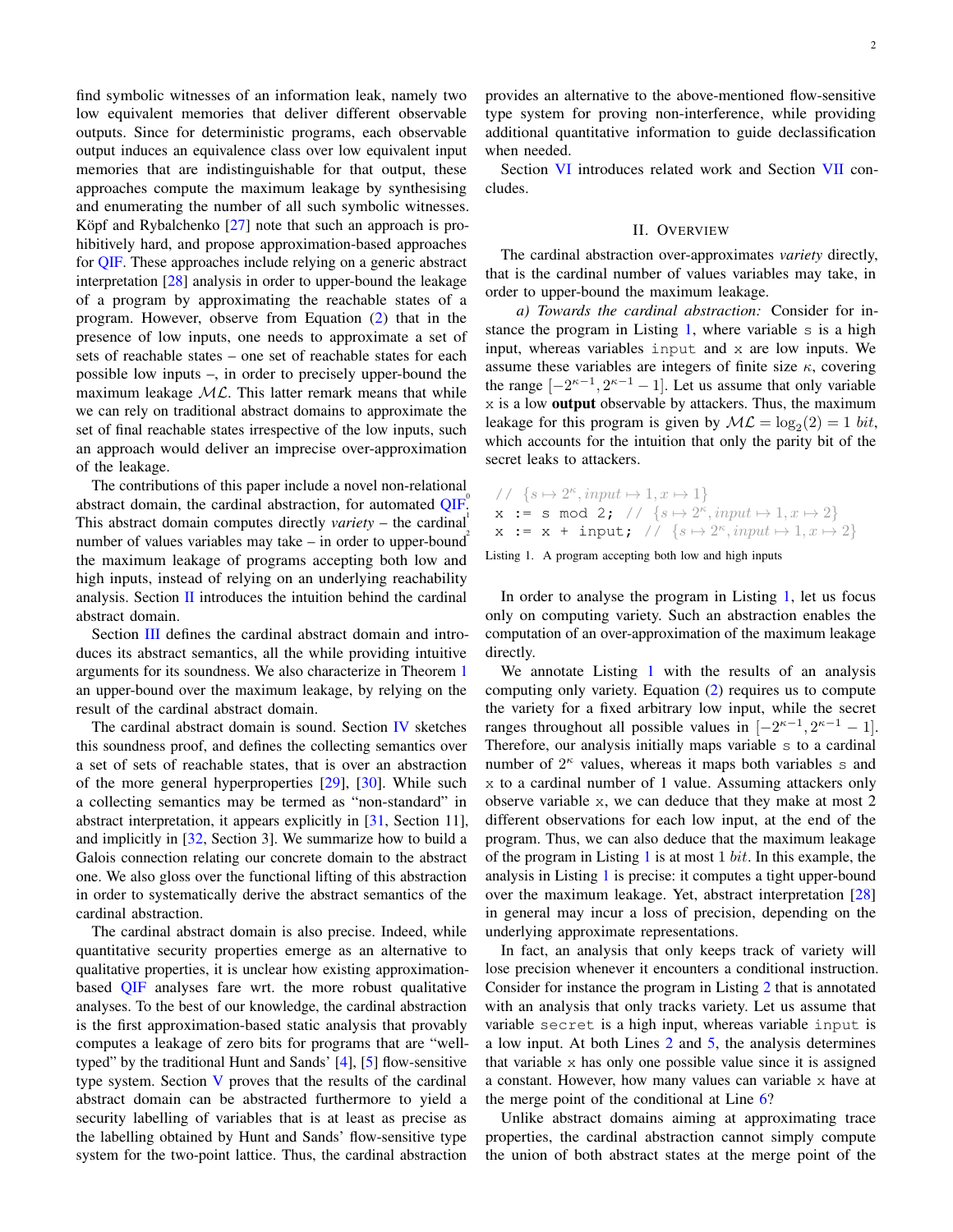find symbolic witnesses of an information leak, namely two low equivalent memories that deliver different observable outputs. Since for deterministic programs, each observable output induces an equivalence class over low equivalent input memories that are indistinguishable for that output, these approaches compute the maximum leakage by synthesising and enumerating the number of all such symbolic witnesses. Köpf and Rybalchenko [27] note that such an approach is prohibitively hard, and propose approximation-based approaches for QIF. These approaches include relying on a generic abstract interpretation [28] analysis in order to upper-bound the leakage of a program by approximating the reachable states of a program. However, observe from Equation (2) that in the presence of low inputs, one needs to approximate a set of sets of reachable states – one set of reachable states for each possible low inputs –, in order to precisely upper-bound the maximum leakage $\mathcal{ML}$. This latter remark means that while we can rely on traditional abstract domains to approximate the set of final reachable states irrespective of the low inputs, such an approach would deliver an imprecise over-approximation of the leakage.

The contributions of this paper include a novel non-relational abstract domain, the cardinal abstraction, for automated QIF. This abstract domain computes directly *variety* – the cardinal number of values variables may take – in order to upper-bound the maximum leakage of programs accepting both low and high inputs, instead of relying on an underlying reachability analysis. Section II introduces the intuition behind the cardinal abstract domain.

Section III defines the cardinal abstract domain and introduces its abstract semantics, all the while providing intuitive arguments for its soundness. We also characterize in Theorem 1 an upper-bound over the maximum leakage, by relying on the result of the cardinal abstract domain.

The cardinal abstract domain is sound. Section IV sketches this soundness proof, and defines the collecting semantics over a set of sets of reachable states, that is over an abstraction of the more general hyperproperties [29], [30]. While such a collecting semantics may be termed as "non-standard" in abstract interpretation, it appears explicitly in [31, Section 11], and implicitly in [32, Section 3]. We summarize how to build a Galois connection relating our concrete domain to the abstract one. We also gloss over the functional lifting of this abstraction in order to systematically derive the abstract semantics of the cardinal abstraction.

The cardinal abstract domain is also precise. Indeed, while quantitative security properties emerge as an alternative to qualitative properties, it is unclear how existing approximation-based QIF analyses fare wrt. the more robust qualitative analyses. To the best of our knowledge, the cardinal abstraction is the first approximation-based static analysis that provably computes a leakage of zero bits for programs that are "well-typed" by the traditional Hunt and Sands' [4], [5] flow-sensitive type system. Section V proves that the results of the cardinal abstract domain can be abstracted furthermore to yield a security labelling of variables that is at least as precise as the labelling obtained by Hunt and Sands' flow-sensitive type system for the two-point lattice. Thus, the cardinal abstraction provides an alternative to the above-mentioned flow-sensitive type system for proving non-interference, while providing additional quantitative information to guide declassification when needed.

Section VI introduces related work and Section VII concludes.

## II. Overview

The cardinal abstraction over-approximates *variety* directly, that is the cardinal number of values variables may take, in order to upper-bound the maximum leakage.

*a) Towards the cardinal abstraction:* Consider for instance the program in Listing 1, where variable `s` is a high input, whereas variables `input` and `x` are low inputs. We assume these variables are integers of finite size $\kappa$, covering the range $[-2^{\kappa-1}, 2^{\kappa-1}-1]$. Let us assume that only variable `x` is a low **output** observable by attackers. Thus, the maximum leakage for this program is given by $\mathcal{ML} = \log_2(2) = 1$ *bit*, which accounts for the intuition that only the parity bit of the secret leaks to attackers.

```
// {s ↦ 2^κ, input ↦ 1, x ↦ 1}
x := s mod 2; // {s ↦ 2^κ, input ↦ 1, x ↦ 2}
x := x + input; // {s ↦ 2^κ, input ↦ 1, x ↦ 2}
```

Listing 1. A program accepting both low and high inputs

In order to analyse the program in Listing 1, let us focus only on computing variety. Such an abstraction enables the computation of an over-approximation of the maximum leakage directly.

We annotate Listing 1 with the results of an analysis computing only variety. Equation (2) requires us to compute the variety for a fixed arbitrary low input, while the secret ranges throughout all possible values in $[-2^{\kappa-1}, 2^{\kappa-1}-1]$. Therefore, our analysis initially maps variable `s` to a cardinal number of $2^\kappa$ values, whereas it maps both variables `s` and `x` to a cardinal number of 1 value. Assuming attackers only observe variable `x`, we can deduce that they make at most 2 different observations for each low input, at the end of the program. Thus, we can also deduce that the maximum leakage of the program in Listing 1 is at most 1 *bit*. In this example, the analysis in Listing 1 is precise: it computes a tight upper-bound over the maximum leakage. Yet, abstract interpretation [28] in general may incur a loss of precision, depending on the underlying approximate representations.

In fact, an analysis that only keeps track of variety will lose precision whenever it encounters a conditional instruction. Consider for instance the program in Listing 2 that is annotated with an analysis that only tracks variety. Let us assume that variable `secret` is a high input, whereas variable `input` is a low input. At both Lines 2 and 5, the analysis determines that variable `x` has only one possible value since it is assigned a constant. However, how many values can variable `x` have at the merge point of the conditional at Line 6?

Unlike abstract domains aiming at approximating trace properties, the cardinal abstraction cannot simply compute the union of both abstract states at the merge point of the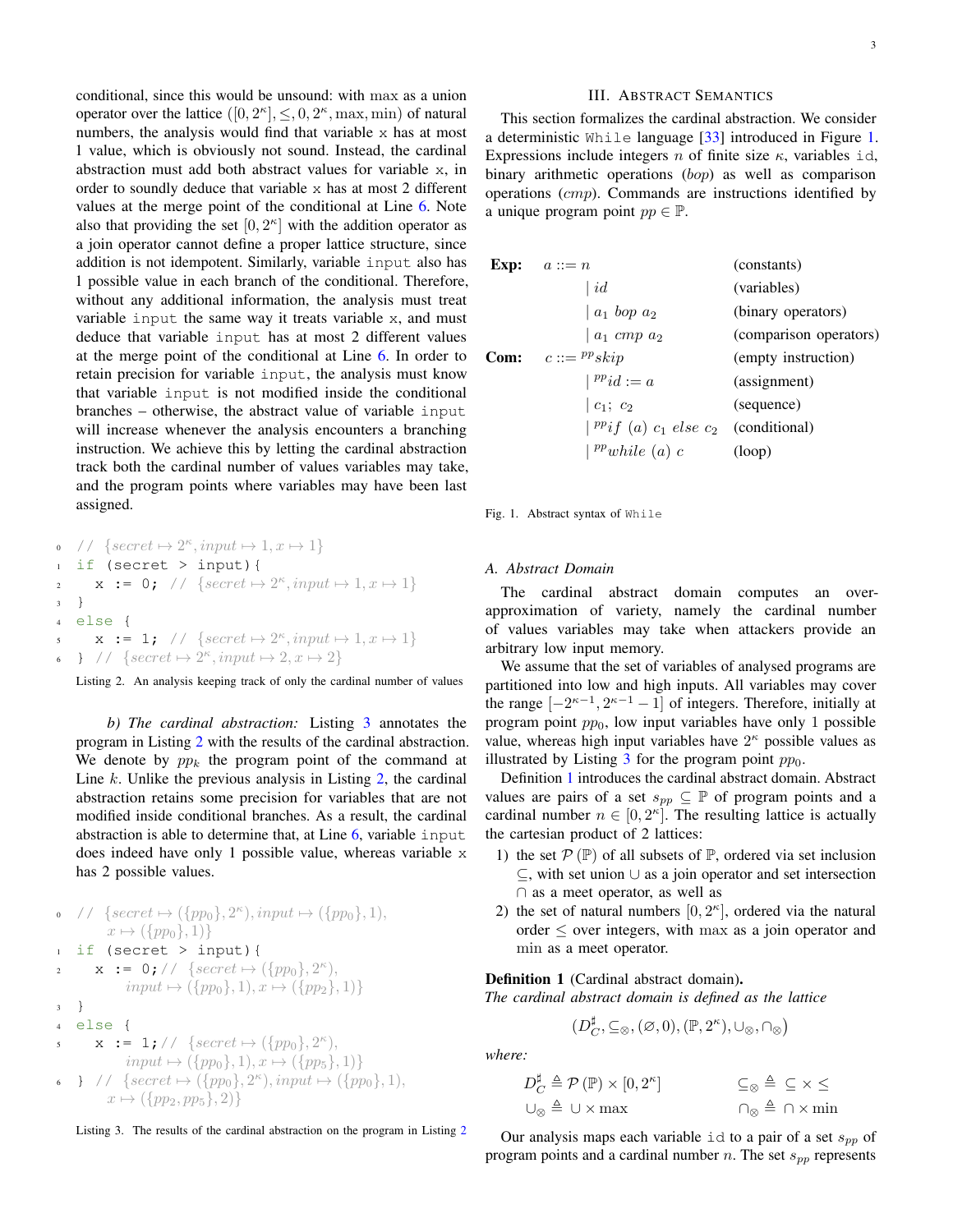conditional, since this would be unsound: with max as a union operator over the lattice $([0, 2^\kappa], \leq, 0, 2^\kappa, \max, \min)$ of natural numbers, the analysis would find that variable x has at most 1 value, which is obviously not sound. Instead, the cardinal abstraction must add both abstract values for variable x, in order to soundly deduce that variable x has at most 2 different values at the merge point of the conditional at Line 6. Note also that providing the set $[0, 2^\kappa]$ with the addition operator as a join operator cannot define a proper lattice structure, since addition is not idempotent. Similarly, variable input also has 1 possible value in each branch of the conditional. Therefore, without any additional information, the analysis must treat variable input the same way it treats variable x, and must deduce that variable input has at most 2 different values at the merge point of the conditional at Line 6. In order to retain precision for variable input, the analysis must know that variable input is not modified inside the conditional branches – otherwise, the abstract value of variable input will increase whenever the analysis encounters a branching instruction. We achieve this by letting the cardinal abstraction track both the cardinal number of values variables may take, and the program points where variables may have been last assigned.

```
0  // {secret ↦ 2^κ, input ↦ 1, x ↦ 1}
1  if (secret > input){
2    x := 0; // {secret ↦ 2^κ, input ↦ 1, x ↦ 1}
3  }
4  else {
5    x := 1; // {secret ↦ 2^κ, input ↦ 1, x ↦ 1}
6  } // {secret ↦ 2^κ, input ↦ 2, x ↦ 2}
```

Listing 2. An analysis keeping track of only the cardinal number of values

*b) The cardinal abstraction:* Listing 3 annotates the program in Listing 2 with the results of the cardinal abstraction. We denote by $pp_k$ the program point of the command at Line $k$. Unlike the previous analysis in Listing 2, the cardinal abstraction retains some precision for variables that are not modified inside conditional branches. As a result, the cardinal abstraction is able to determine that, at Line 6, variable input does indeed have only 1 possible value, whereas variable x has 2 possible values.

```
0  // {secret ↦ ({pp0}, 2^κ), input ↦ ({pp0}, 1),
       x ↦ ({pp0}, 1)}
1  if (secret > input){
2    x := 0;// {secret ↦ ({pp0}, 2^κ),
          input ↦ ({pp0}, 1), x ↦ ({pp2}, 1)}
3  }
4  else {
5    x := 1;// {secret ↦ ({pp0}, 2^κ),
          input ↦ ({pp0}, 1), x ↦ ({pp5}, 1)}
6  } // {secret ↦ ({pp0}, 2^κ), input ↦ ({pp0}, 1),
       x ↦ ({pp2, pp5}, 2)}
```

Listing 3. The results of the cardinal abstraction on the program in Listing 2

## III. Abstract Semantics

This section formalizes the cardinal abstraction. We consider a deterministic While language [33] introduced in Figure 1. Expressions include integers $n$ of finite size $\kappa$, variables id, binary arithmetic operations ($bop$) as well as comparison operations ($cmp$). Commands are instructions identified by a unique program point $pp \in \mathbb{P}$.

| | | |
|---|---|---|
| **Exp:** | $a ::= n$ | (constants) |
| | $\mid id$ | (variables) |
| | $\mid a_1 \ bop \ a_2$ | (binary operators) |
| | $\mid a_1 \ cmp \ a_2$ | (comparison operators) |
| **Com:** | $c ::= {}^{pp}skip$ | (empty instruction) |
| | $\mid {}^{pp}id := a$ | (assignment) |
| | $\mid c_1;\ c_2$ | (sequence) |
| | $\mid {}^{pp}if\ (a)\ c_1\ else\ c_2$ | (conditional) |
| | $\mid {}^{pp}while\ (a)\ c$ | (loop) |

Fig. 1. Abstract syntax of While

### A. Abstract Domain

The cardinal abstract domain computes an over-approximation of variety, namely the cardinal number of values variables may take when attackers provide an arbitrary low input memory.

We assume that the set of variables of analysed programs are partitioned into low and high inputs. All variables may cover the range $[-2^{\kappa-1}, 2^{\kappa-1}-1]$ of integers. Therefore, initially at program point $pp_0$, low input variables have only 1 possible value, whereas high input variables have $2^\kappa$ possible values as illustrated by Listing 3 for the program point $pp_0$.

Definition 1 introduces the cardinal abstract domain. Abstract values are pairs of a set $s_{pp} \subseteq \mathbb{P}$ of program points and a cardinal number $n \in [0, 2^\kappa]$. The resulting lattice is actually the cartesian product of 2 lattices:

1) the set $\mathcal{P}(\mathbb{P})$ of all subsets of $\mathbb{P}$, ordered via set inclusion $\subseteq$, with set union $\cup$ as a join operator and set intersection $\cap$ as a meet operator, as well as
2) the set of natural numbers $[0, 2^\kappa]$, ordered via the natural order $\leq$ over integers, with max as a join operator and min as a meet operator.

**Definition 1** (Cardinal abstract domain)**.** *The cardinal abstract domain is defined as the lattice*

$$\left(D_C^\sharp, \subseteq_\otimes, (\varnothing, 0), (\mathbb{P}, 2^\kappa), \cup_\otimes, \cap_\otimes\right)$$

*where:*

$$D_C^\sharp \triangleq \mathcal{P}(\mathbb{P}) \times [0, 2^\kappa] \qquad \subseteq_\otimes \triangleq \subseteq \times \leq$$
$$\cup_\otimes \triangleq \cup \times \max \qquad \cap_\otimes \triangleq \cap \times \min$$

Our analysis maps each variable id to a pair of a set $s_{pp}$ of program points and a cardinal number $n$. The set $s_{pp}$ represents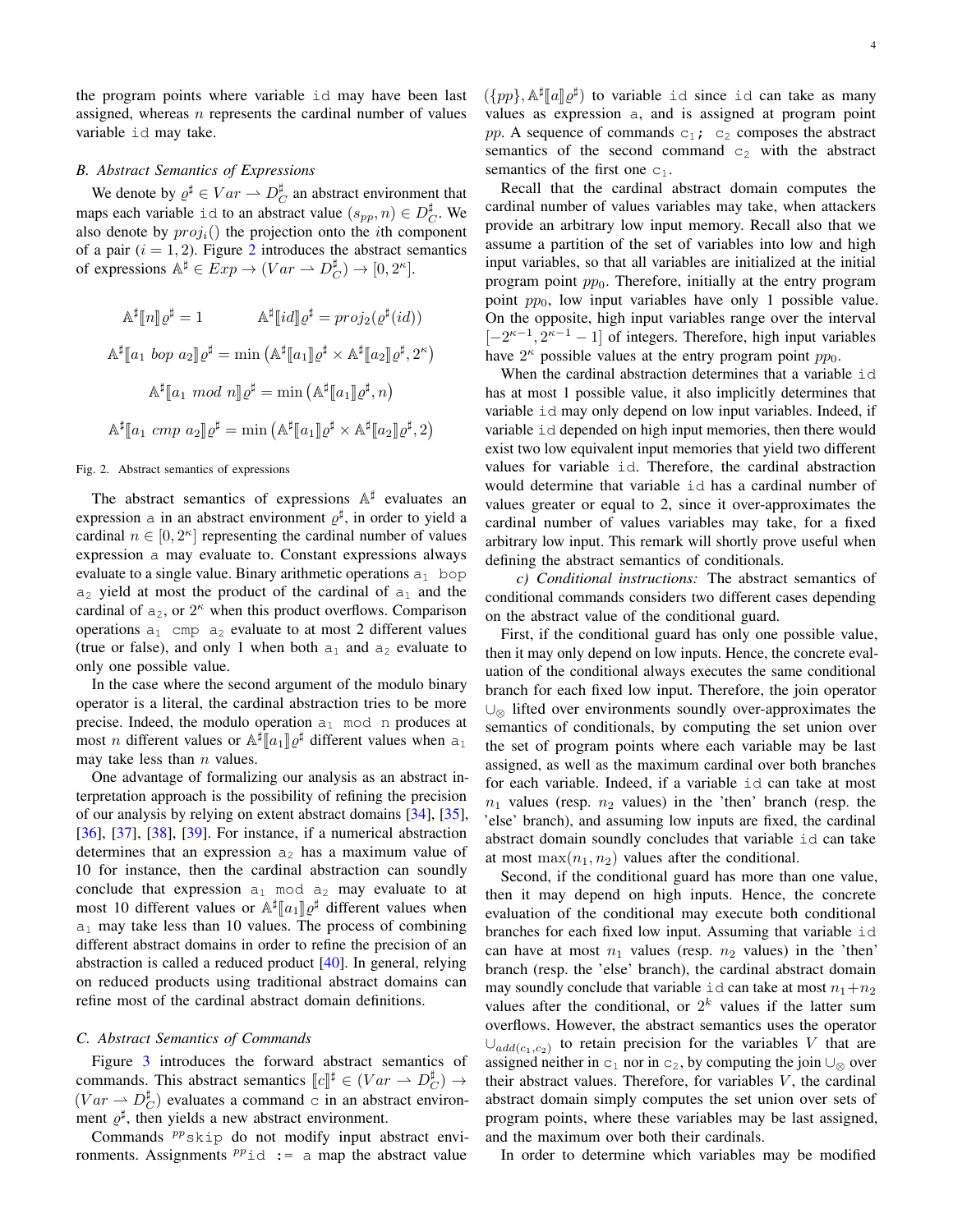the program points where variable `id` may have been last assigned, whereas $n$ represents the cardinal number of values variable `id` may take.

### B. Abstract Semantics of Expressions

We denote by $\varrho^\sharp \in Var \rightharpoonup D_C^\sharp$ an abstract environment that maps each variable `id` to an abstract value $(s_{pp}, n) \in D_C^\sharp$. We also denote by $proj_i()$ the projection onto the $i$th component of a pair $(i = 1, 2)$. Figure 2 introduces the abstract semantics of expressions $\mathbb{A}^\sharp \in Exp \to (Var \rightharpoonup D_C^\sharp) \to [0, 2^\kappa]$.

$$\mathbb{A}^\sharp[\![n]\!]\varrho^\sharp = 1 \qquad \mathbb{A}^\sharp[\![id]\!]\varrho^\sharp = proj_2(\varrho^\sharp(id))$$

$$\mathbb{A}^\sharp[\![a_1 \ bop \ a_2]\!]\varrho^\sharp = \min\left(\mathbb{A}^\sharp[\![a_1]\!]\varrho^\sharp \times \mathbb{A}^\sharp[\![a_2]\!]\varrho^\sharp, 2^\kappa\right)$$

$$\mathbb{A}^\sharp[\![a_1 \ mod \ n]\!]\varrho^\sharp = \min\left(\mathbb{A}^\sharp[\![a_1]\!]\varrho^\sharp, n\right)$$

$$\mathbb{A}^\sharp[\![a_1 \ cmp \ a_2]\!]\varrho^\sharp = \min\left(\mathbb{A}^\sharp[\![a_1]\!]\varrho^\sharp \times \mathbb{A}^\sharp[\![a_2]\!]\varrho^\sharp, 2\right)$$

Fig. 2. Abstract semantics of expressions

The abstract semantics of expressions $\mathbb{A}^\sharp$ evaluates an expression `a` in an abstract environment $\varrho^\sharp$, in order to yield a cardinal $n \in [0, 2^\kappa]$ representing the cardinal number of values expression `a` may evaluate to. Constant expressions always evaluate to a single value. Binary arithmetic operations $a_1$ `bop` $a_2$ yield at most the product of the cardinal of $a_1$ and the cardinal of $a_2$, or $2^\kappa$ when this product overflows. Comparison operations $a_1$ `cmp` $a_2$ evaluate to at most 2 different values (true or false), and only 1 when both $a_1$ and $a_2$ evaluate to only one possible value.

In the case where the second argument of the modulo binary operator is a literal, the cardinal abstraction tries to be more precise. Indeed, the modulo operation $a_1$ `mod n` produces at most $n$ different values or $\mathbb{A}^\sharp[\![a_1]\!]\varrho^\sharp$ different values when $a_1$ may take less than $n$ values.

One advantage of formalizing our analysis as an abstract interpretation approach is the possibility of refining the precision of our analysis by relying on extent abstract domains [34], [35], [36], [37], [38], [39]. For instance, if a numerical abstraction determines that an expression $a_2$ has a maximum value of 10 for instance, then the cardinal abstraction can soundly conclude that expression $a_1$ `mod` $a_2$ may evaluate to at most 10 different values or $\mathbb{A}^\sharp[\![a_1]\!]\varrho^\sharp$ different values when $a_1$ may take less than 10 values. The process of combining different abstract domains in order to refine the precision of an abstraction is called a reduced product [40]. In general, relying on reduced products using traditional abstract domains can refine most of the cardinal abstract domain definitions.

### C. Abstract Semantics of Commands

Figure 3 introduces the forward abstract semantics of commands. This abstract semantics $[\![c]\!]^\sharp \in (Var \rightharpoonup D_C^\sharp) \to (Var \rightharpoonup D_C^\sharp)$ evaluates a command `c` in an abstract environment $\varrho^\sharp$, then yields a new abstract environment.

Commands ${}^{pp}$`skip` do not modify input abstract environments. Assignments ${}^{pp}$`id := a` map the abstract value $(\{pp\}, \mathbb{A}^\sharp[\![a]\!]\varrho^\sharp)$ to variable `id` since `id` can take as many values as expression `a`, and is assigned at program point $pp$. A sequence of commands $c_1$`;` $c_2$ composes the abstract semantics of the second command $c_2$ with the abstract semantics of the first one $c_1$.

Recall that the cardinal abstract domain computes the cardinal number of values variables may take, when attackers provide an arbitrary low input memory. Recall also that we assume a partition of the set of variables into low and high input variables, so that all variables are initialized at the initial program point $pp_0$. Therefore, initially at the entry program point $pp_0$, low input variables have only 1 possible value. On the opposite, high input variables range over the interval $[-2^{\kappa-1}, 2^{\kappa-1} - 1]$ of integers. Therefore, high input variables have $2^\kappa$ possible values at the entry program point $pp_0$.

When the cardinal abstraction determines that a variable `id` has at most 1 possible value, it also implicitly determines that variable `id` may only depend on low input variables. Indeed, if variable `id` depended on high input memories, then there would exist two low equivalent input memories that yield two different values for variable `id`. Therefore, the cardinal abstraction would determine that variable `id` has a cardinal number of values greater or equal to 2, since it over-approximates the cardinal number of values variables may take, for a fixed arbitrary low input. This remark will shortly prove useful when defining the abstract semantics of conditionals.

*c) Conditional instructions:* The abstract semantics of conditional commands considers two different cases depending on the abstract value of the conditional guard.

First, if the conditional guard has only one possible value, then it may only depend on low inputs. Hence, the concrete evaluation of the conditional always executes the same conditional branch for each fixed low input. Therefore, the join operator $\cup_\otimes$ lifted over environments soundly over-approximates the semantics of conditionals, by computing the set union over the set of program points where each variable may be last assigned, as well as the maximum cardinal over both branches for each variable. Indeed, if a variable `id` can take at most $n_1$ values (resp. $n_2$ values) in the 'then' branch (resp. the 'else' branch), and assuming low inputs are fixed, the cardinal abstract domain soundly concludes that variable `id` can take at most $\max(n_1, n_2)$ values after the conditional.

Second, if the conditional guard has more than one value, then it may depend on high inputs. Hence, the concrete evaluation of the conditional may execute both conditional branches for each fixed low input. Assuming that variable `id` can have at most $n_1$ values (resp. $n_2$ values) in the 'then' branch (resp. the 'else' branch), the cardinal abstract domain may soundly conclude that variable `id` can take at most $n_1 + n_2$ values after the conditional, or $2^k$ values if the latter sum overflows. However, the abstract semantics uses the operator $\cup_{add(c_1, c_2)}$ to retain precision for the variables $V$ that are assigned neither in $c_1$ nor in $c_2$, by computing the join $\cup_\otimes$ over their abstract values. Therefore, for variables $V$, the cardinal abstract domain simply computes the set union over sets of program points, where these variables may be last assigned, and the maximum over both their cardinals.

In order to determine which variables may be modified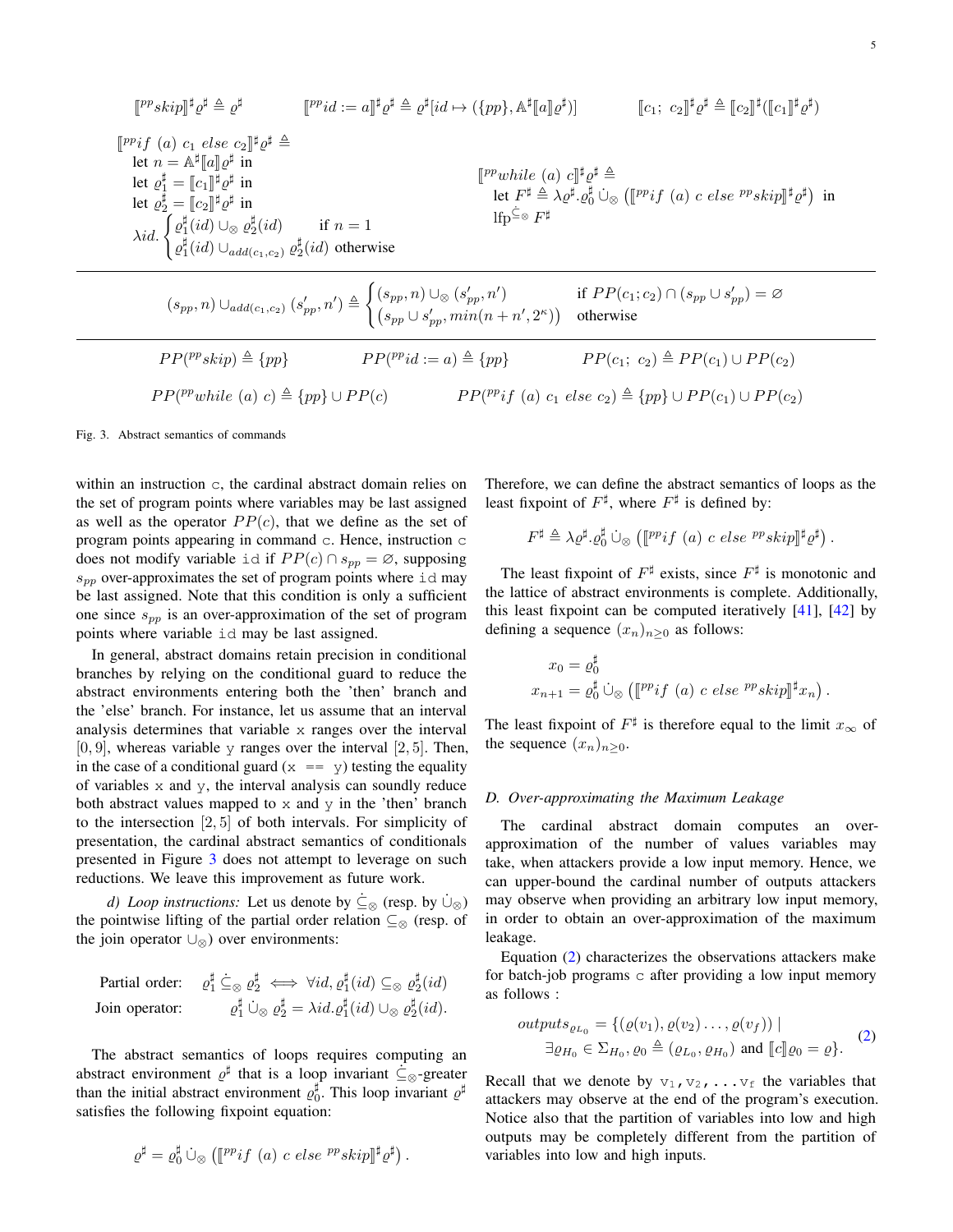$$\llbracket {}^{pp}skip \rrbracket^\sharp \varrho^\sharp \triangleq \varrho^\sharp \qquad \llbracket {}^{pp}id := a \rrbracket^\sharp \varrho^\sharp \triangleq \varrho^\sharp[id \mapsto (\{pp\}, \mathbb{A}^\sharp \llbracket a \rrbracket \varrho^\sharp)] \qquad \llbracket c_1;\ c_2 \rrbracket^\sharp \varrho^\sharp \triangleq \llbracket c_2 \rrbracket^\sharp (\llbracket c_1 \rrbracket^\sharp \varrho^\sharp)$$

$$\begin{array}{l}
\llbracket {}^{pp}if\ (a)\ c_1\ else\ c_2 \rrbracket^\sharp \varrho^\sharp \triangleq \\
\quad \text{let } n = \mathbb{A}^\sharp \llbracket a \rrbracket \varrho^\sharp \text{ in} \\
\quad \text{let } \varrho_1^\sharp = \llbracket c_1 \rrbracket^\sharp \varrho^\sharp \text{ in} \\
\quad \text{let } \varrho_2^\sharp = \llbracket c_2 \rrbracket^\sharp \varrho^\sharp \text{ in} \\
\quad \lambda id. \begin{cases} \varrho_1^\sharp(id) \cup_\otimes \varrho_2^\sharp(id) & \text{if } n = 1 \\ \varrho_1^\sharp(id) \cup_{add(c_1,c_2)} \varrho_2^\sharp(id) & \text{otherwise} \end{cases}
\end{array}
\qquad
\begin{array}{l}
\llbracket {}^{pp}while\ (a)\ c \rrbracket^\sharp \varrho^\sharp \triangleq \\
\quad \text{let } F^\sharp \triangleq \lambda \varrho^\sharp . \varrho_0^\sharp \mathbin{\dot\cup_\otimes} \left( \llbracket {}^{pp}if\ (a)\ c\ else\ {}^{pp}skip \rrbracket^\sharp \varrho^\sharp \right) \text{ in} \\
\quad \text{lfp}^{\dot\subseteq_\otimes} F^\sharp
\end{array}$$

$$(s_{pp}, n) \cup_{add(c_1,c_2)} (s'_{pp}, n') \triangleq \begin{cases} (s_{pp}, n) \cup_\otimes (s'_{pp}, n') & \text{if } PP(c_1; c_2) \cap (s_{pp} \cup s'_{pp}) = \varnothing \\ (s_{pp} \cup s'_{pp}, min(n + n', 2^\kappa)) & \text{otherwise} \end{cases}$$

$$PP({}^{pp}skip) \triangleq \{pp\} \qquad PP({}^{pp}id := a) \triangleq \{pp\} \qquad PP(c_1;\ c_2) \triangleq PP(c_1) \cup PP(c_2)$$

$$PP({}^{pp}while\ (a)\ c) \triangleq \{pp\} \cup PP(c) \qquad PP({}^{pp}if\ (a)\ c_1\ else\ c_2) \triangleq \{pp\} \cup PP(c_1) \cup PP(c_2)$$

Fig. 3. Abstract semantics of commands

within an instruction c, the cardinal abstract domain relies on the set of program points where variables may be last assigned as well as the operator $PP(c)$, that we define as the set of program points appearing in command c. Hence, instruction c does not modify variable id if $PP(c) \cap s_{pp} = \varnothing$, supposing $s_{pp}$ over-approximates the set of program points where id may be last assigned. Note that this condition is only a sufficient one since $s_{pp}$ is an over-approximation of the set of program points where variable id may be last assigned.

In general, abstract domains retain precision in conditional branches by relying on the conditional guard to reduce the abstract environments entering both the 'then' branch and the 'else' branch. For instance, let us assume that an interval analysis determines that variable x ranges over the interval $[0, 9]$, whereas variable y ranges over the interval $[2, 5]$. Then, in the case of a conditional guard (x == y) testing the equality of variables x and y, the interval analysis can soundly reduce both abstract values mapped to x and y in the 'then' branch to the intersection $[2, 5]$ of both intervals. For simplicity of presentation, the cardinal abstract semantics of conditionals presented in Figure 3 does not attempt to leverage on such reductions. We leave this improvement as future work.

*d) Loop instructions:* Let us denote by $\dot\subseteq_\otimes$ (resp. by $\dot\cup_\otimes$) the pointwise lifting of the partial order relation $\subseteq_\otimes$ (resp. of the join operator $\cup_\otimes$) over environments:

$$\begin{array}{rl}
\text{Partial order:} & \varrho_1^\sharp \mathrel{\dot\subseteq_\otimes} \varrho_2^\sharp \iff \forall id, \varrho_1^\sharp(id) \subseteq_\otimes \varrho_2^\sharp(id) \\
\text{Join operator:} & \varrho_1^\sharp \mathbin{\dot\cup_\otimes} \varrho_2^\sharp = \lambda id. \varrho_1^\sharp(id) \cup_\otimes \varrho_2^\sharp(id).
\end{array}$$

The abstract semantics of loops requires computing an abstract environment $\varrho^\sharp$ that is a loop invariant $\dot\subseteq_\otimes$-greater than the initial abstract environment $\varrho_0^\sharp$. This loop invariant $\varrho^\sharp$ satisfies the following fixpoint equation:

$$\varrho^\sharp = \varrho_0^\sharp \mathbin{\dot\cup_\otimes} \left( \llbracket {}^{pp}if\ (a)\ c\ else\ {}^{pp}skip \rrbracket^\sharp \varrho^\sharp \right).$$

Therefore, we can define the abstract semantics of loops as the least fixpoint of $F^\sharp$, where $F^\sharp$ is defined by:

$$F^\sharp \triangleq \lambda \varrho^\sharp . \varrho_0^\sharp \mathbin{\dot\cup_\otimes} \left( \llbracket {}^{pp}if\ (a)\ c\ else\ {}^{pp}skip \rrbracket^\sharp \varrho^\sharp \right).$$

The least fixpoint of $F^\sharp$ exists, since $F^\sharp$ is monotonic and the lattice of abstract environments is complete. Additionally, this least fixpoint can be computed iteratively [41], [42] by defining a sequence $(x_n)_{n \geq 0}$ as follows:

$$\begin{aligned}
x_0 &= \varrho_0^\sharp \\
x_{n+1} &= \varrho_0^\sharp \mathbin{\dot\cup_\otimes} \left( \llbracket {}^{pp}if\ (a)\ c\ else\ {}^{pp}skip \rrbracket^\sharp x_n \right).
\end{aligned}$$

The least fixpoint of $F^\sharp$ is therefore equal to the limit $x_\infty$ of the sequence $(x_n)_{n \geq 0}$.

### D. Over-approximating the Maximum Leakage

The cardinal abstract domain computes an over-approximation of the number of values variables may take, when attackers provide a low input memory. Hence, we can upper-bound the cardinal number of outputs attackers may observe when providing an arbitrary low input memory, in order to obtain an over-approximation of the maximum leakage.

Equation (2) characterizes the observations attackers make for batch-job programs c after providing a low input memory as follows :

$$\begin{aligned}
outputs_{\varrho_{L_0}} = \{&(\varrho(v_1), \varrho(v_2) \ldots, \varrho(v_f)) \mid \\
&\exists \varrho_{H_0} \in \Sigma_{H_0}, \varrho_0 \triangleq (\varrho_{L_0}, \varrho_{H_0}) \text{ and } \llbracket c \rrbracket \varrho_0 = \varrho\}.
\end{aligned} \tag{2}$$

Recall that we denote by $v_1, v_2, \ldots v_f$ the variables that attackers may observe at the end of the program's execution. Notice also that the partition of variables into low and high outputs may be completely different from the partition of variables into low and high inputs.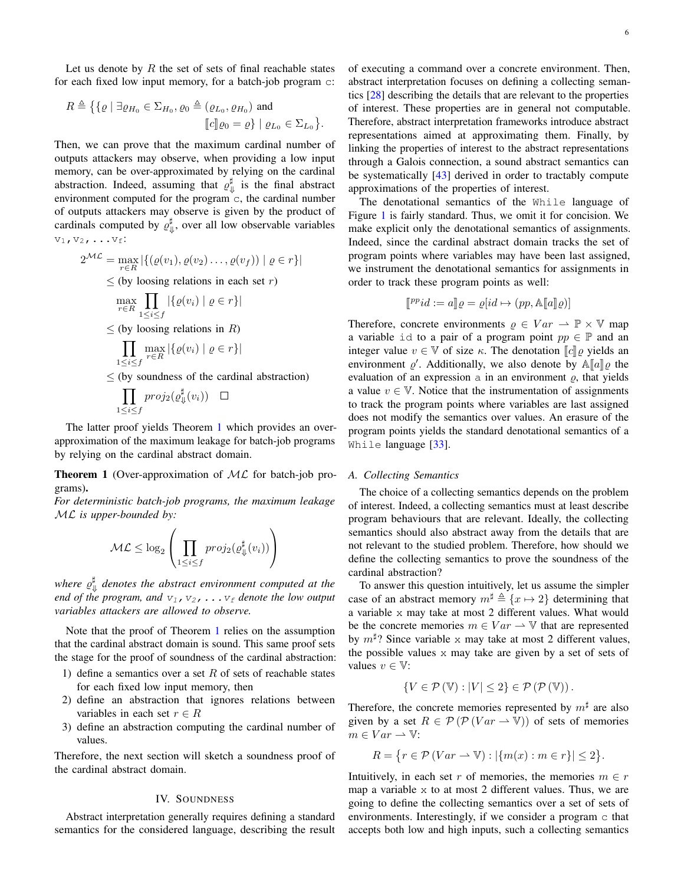Let us denote by $R$ the set of sets of final reachable states for each fixed low input memory, for a batch-job program c:

$$R \triangleq \big\{\{\varrho \mid \exists \varrho_{H_0} \in \Sigma_{H_0}, \varrho_0 \triangleq (\varrho_{L_0}, \varrho_{H_0}) \text{ and } \llbracket c \rrbracket \varrho_0 = \varrho\} \mid \varrho_{L_0} \in \Sigma_{L_0}\big\}.$$

Then, we can prove that the maximum cardinal number of outputs attackers may observe, when providing a low input memory, can be over-approximated by relying on the cardinal abstraction. Indeed, assuming that $\varrho^\sharp_\Downarrow$ is the final abstract environment computed for the program c, the cardinal number of outputs attackers may observe is given by the product of cardinals computed by $\varrho^\sharp_\Downarrow$, over all low observable variables $\mathtt{v}_1, \mathtt{v}_2, \ldots \mathtt{v}_f$:

$$\begin{aligned}
2^{\mathcal{ML}} &= \max_{r \in R} |\{(\varrho(v_1), \varrho(v_2) \ldots, \varrho(v_f)) \mid \varrho \in r\}| \\
&\leq \text{(by loosing relations in each set } r) \\
&\quad \max_{r \in R} \prod_{1 \leq i \leq f} |\{\varrho(v_i) \mid \varrho \in r\}| \\
&\leq \text{(by loosing relations in } R) \\
&\quad \prod_{1 \leq i \leq f} \max_{r \in R} |\{\varrho(v_i) \mid \varrho \in r\}| \\
&\leq \text{(by soundness of the cardinal abstraction)} \\
&\quad \prod_{1 \leq i \leq f} proj_2(\varrho^\sharp_\Downarrow(v_i)) \quad \square
\end{aligned}$$

The latter proof yields Theorem 1 which provides an over-approximation of the maximum leakage for batch-job programs by relying on the cardinal abstract domain.

**Theorem 1** (Over-approximation of $\mathcal{ML}$ for batch-job programs)**.**
*For deterministic batch-job programs, the maximum leakage $\mathcal{ML}$ is upper-bounded by:*

$$\mathcal{ML} \leq \log_2 \left( \prod_{1 \leq i \leq f} proj_2(\varrho^\sharp_\Downarrow(v_i)) \right)$$

*where $\varrho^\sharp_\Downarrow$ denotes the abstract environment computed at the end of the program, and $\mathtt{v}_1, \mathtt{v}_2, \ldots \mathtt{v}_f$ denote the low output variables attackers are allowed to observe.*

Note that the proof of Theorem 1 relies on the assumption that the cardinal abstract domain is sound. This same proof sets the stage for the proof of soundness of the cardinal abstraction:

1) define a semantics over a set $R$ of sets of reachable states for each fixed low input memory, then
2) define an abstraction that ignores relations between variables in each set $r \in R$
3) define an abstraction computing the cardinal number of values.

Therefore, the next section will sketch a soundness proof of the cardinal abstract domain.

## IV. Soundness

Abstract interpretation generally requires defining a standard semantics for the considered language, describing the result of executing a command over a concrete environment. Then, abstract interpretation focuses on defining a collecting semantics [28] describing the details that are relevant to the properties of interest. These properties are in general not computable. Therefore, abstract interpretation frameworks introduce abstract representations aimed at approximating them. Finally, by linking the properties of interest to the abstract representations through a Galois connection, a sound abstract semantics can be systematically [43] derived in order to tractably compute approximations of the properties of interest.

The denotational semantics of the `While` language of Figure 1 is fairly standard. Thus, we omit it for concision. We make explicit only the denotational semantics of assignments. Indeed, since the cardinal abstract domain tracks the set of program points where variables may have been last assigned, we instrument the denotational semantics for assignments in order to track these program points as well:

$$\llbracket {}^{pp} id := a \rrbracket \varrho = \varrho[id \mapsto (pp, \mathbb{A}\llbracket a \rrbracket \varrho)]$$

Therefore, concrete environments $\varrho \in Var \rightharpoonup \mathbb{P} \times \mathbb{V}$ map a variable id to a pair of a program point $pp \in \mathbb{P}$ and an integer value $v \in \mathbb{V}$ of size $\kappa$. The denotation $\llbracket c \rrbracket \varrho$ yields an environment $\varrho'$. Additionally, we also denote by $\mathbb{A}\llbracket a \rrbracket \varrho$ the evaluation of an expression a in an environment $\varrho$, that yields a value $v \in \mathbb{V}$. Notice that the instrumentation of assignments to track the program points where variables are last assigned does not modify the semantics over values. An erasure of the program points yields the standard denotational semantics of a `While` language [33].

### A. Collecting Semantics

The choice of a collecting semantics depends on the problem of interest. Indeed, a collecting semantics must at least describe program behaviours that are relevant. Ideally, the collecting semantics should also abstract away from the details that are not relevant to the studied problem. Therefore, how should we define the collecting semantics to prove the soundness of the cardinal abstraction?

To answer this question intuitively, let us assume the simpler case of an abstract memory $m^\sharp \triangleq \{x \mapsto 2\}$ determining that a variable x may take at most 2 different values. What would be the concrete memories $m \in Var \rightharpoonup \mathbb{V}$ that are represented by $m^\sharp$? Since variable x may take at most 2 different values, the possible values x may take are given by a set of sets of values $v \in \mathbb{V}$:

$$\{V \in \mathcal{P}(\mathbb{V}) : |V| \leq 2\} \in \mathcal{P}(\mathcal{P}(\mathbb{V})).$$

Therefore, the concrete memories represented by $m^\sharp$ are also given by a set $R \in \mathcal{P}(\mathcal{P}(Var \rightharpoonup \mathbb{V}))$ of sets of memories $m \in Var \rightharpoonup \mathbb{V}$:

$$R = \big\{r \in \mathcal{P}(Var \rightharpoonup \mathbb{V}) : |\{m(x) : m \in r\}| \leq 2\big\}.$$

Intuitively, in each set $r$ of memories, the memories $m \in r$ map a variable x to at most 2 different values. Thus, we are going to define the collecting semantics over a set of sets of environments. Interestingly, if we consider a program c that accepts both low and high inputs, such a collecting semantics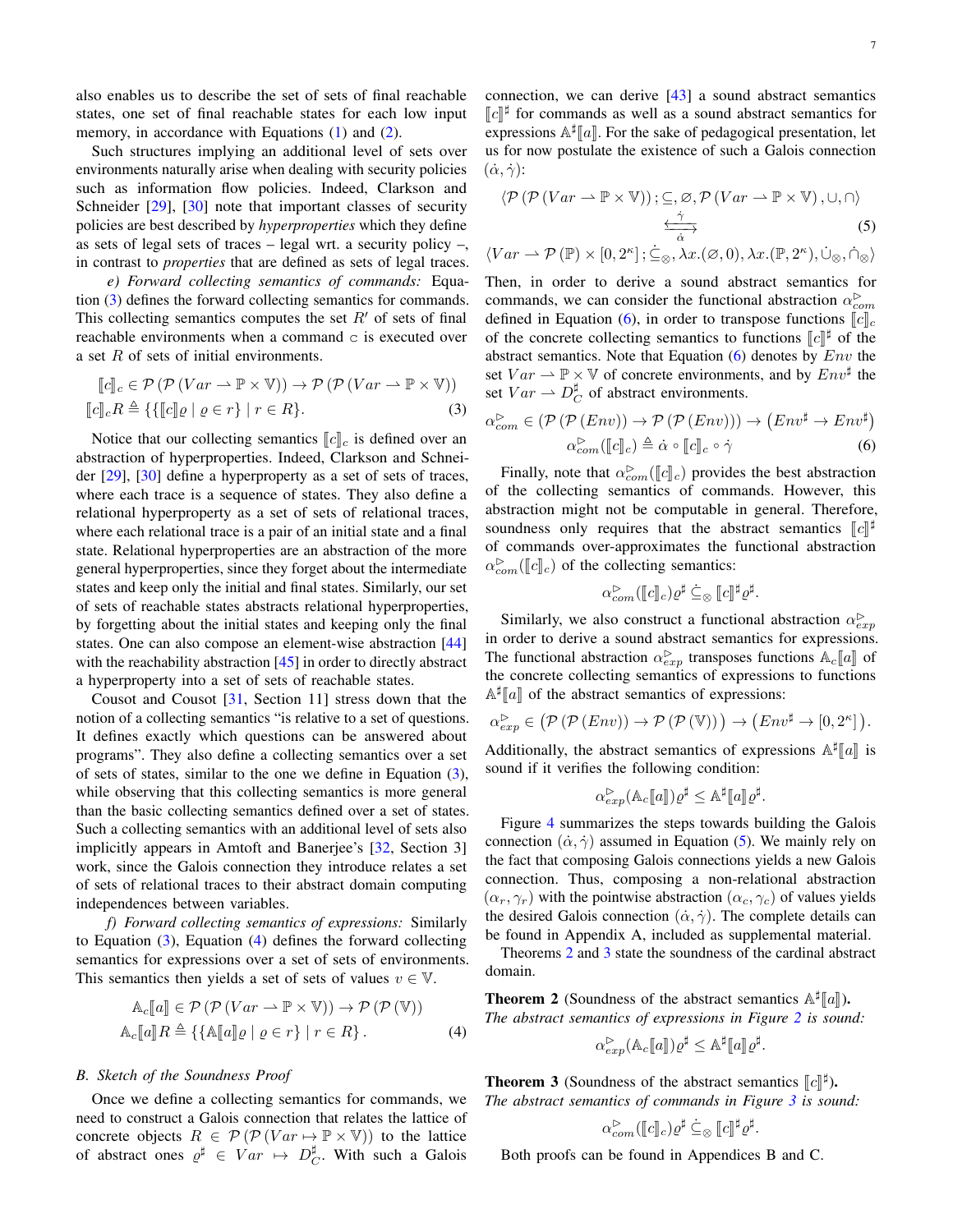also enables us to describe the set of sets of final reachable states, one set of final reachable states for each low input memory, in accordance with Equations (1) and (2).

Such structures implying an additional level of sets over environments naturally arise when dealing with security policies such as information flow policies. Indeed, Clarkson and Schneider [29], [30] note that important classes of security policies are best described by *hyperproperties* which they define as sets of legal sets of traces – legal wrt. a security policy –, in contrast to *properties* that are defined as sets of legal traces.

*e) Forward collecting semantics of commands:* Equation (3) defines the forward collecting semantics for commands. This collecting semantics computes the set $R'$ of sets of final reachable environments when a command $c$ is executed over a set $R$ of sets of initial environments.

$$\begin{aligned}
&[\![c]\!]_c \in \mathcal{P}\left(\mathcal{P}\left(Var \rightharpoonup \mathbb{P} \times \mathbb{V}\right)\right) \rightarrow \mathcal{P}\left(\mathcal{P}\left(Var \rightharpoonup \mathbb{P} \times \mathbb{V}\right)\right)\\
&[\![c]\!]_c R \triangleq \{\{[\![c]\!]\varrho \mid \varrho \in r\} \mid r \in R\}.
\end{aligned} \tag{3}$$

Notice that our collecting semantics $[\![c]\!]_c$ is defined over an abstraction of hyperproperties. Indeed, Clarkson and Schneider [29], [30] define a hyperproperty as a set of sets of traces, where each trace is a sequence of states. They also define a relational hyperproperty as a set of sets of relational traces, where each relational trace is a pair of an initial state and a final state. Relational hyperproperties are an abstraction of the more general hyperproperties, since they forget about the intermediate states and keep only the initial and final states. Similarly, our set of sets of reachable states abstracts relational hyperproperties, by forgetting about the initial states and keeping only the final states. One can also compose an element-wise abstraction [44] with the reachability abstraction [45] in order to directly abstract a hyperproperty into a set of sets of reachable states.

Cousot and Cousot [31, Section 11] stress down that the notion of a collecting semantics "is relative to a set of questions. It defines exactly which questions can be answered about programs". They also define a collecting semantics over a set of sets of states, similar to the one we define in Equation (3), while observing that this collecting semantics is more general than the basic collecting semantics defined over a set of states. Such a collecting semantics with an additional level of sets also implicitly appears in Amtoft and Banerjee's [32, Section 3] work, since the Galois connection they introduce relates a set of sets of relational traces to their abstract domain computing independences between variables.

*f) Forward collecting semantics of expressions:* Similarly to Equation (3), Equation (4) defines the forward collecting semantics for expressions over a set of sets of environments. This semantics then yields a set of sets of values $v \in \mathbb{V}$.

$$\begin{aligned}
&\mathbb{A}_c[\![a]\!] \in \mathcal{P}\left(\mathcal{P}\left(Var \rightharpoonup \mathbb{P} \times \mathbb{V}\right)\right) \rightarrow \mathcal{P}\left(\mathcal{P}\left(\mathbb{V}\right)\right)\\
&\mathbb{A}_c[\![a]\!] R \triangleq \{\{\mathbb{A}[\![a]\!]\varrho \mid \varrho \in r\} \mid r \in R\}.
\end{aligned} \tag{4}$$

## B. Sketch of the Soundness Proof

Once we define a collecting semantics for commands, we need to construct a Galois connection that relates the lattice of concrete objects $R \in \mathcal{P}\left(\mathcal{P}\left(Var \mapsto \mathbb{P} \times \mathbb{V}\right)\right)$ to the lattice of abstract ones $\varrho^\sharp \in Var \mapsto D_C^\sharp$. With such a Galois connection, we can derive [43] a sound abstract semantics $[\![c]\!]^\sharp$ for commands as well as a sound abstract semantics for expressions $\mathbb{A}^\sharp[\![a]\!]$. For the sake of pedagogical presentation, let us for now postulate the existence of such a Galois connection $(\dot{\alpha}, \dot{\gamma})$:

$$\begin{aligned}
&\langle \mathcal{P}\left(\mathcal{P}\left(Var \rightharpoonup \mathbb{P} \times \mathbb{V}\right)\right); \subseteq, \varnothing, \mathcal{P}\left(Var \rightharpoonup \mathbb{P} \times \mathbb{V}\right), \cup, \cap\rangle\\
&\qquad\qquad\qquad \underset{\dot{\alpha}}{\overset{\dot{\gamma}}{\leftrightarrows}}\\
&\langle Var \rightharpoonup \mathcal{P}\left(\mathbb{P}\right) \times [0, 2^\kappa]; \dot{\subseteq}_\otimes, \lambda x.(\varnothing, 0), \lambda x.(\mathbb{P}, 2^\kappa), \dot{\cup}_\otimes, \dot{\cap}_\otimes\rangle
\end{aligned} \tag{5}$$

Then, in order to derive a sound abstract semantics for commands, we can consider the functional abstraction $\alpha^\triangleright_{com}$ defined in Equation (6), in order to transpose functions $[\![c]\!]_c$ of the concrete collecting semantics to functions $[\![c]\!]^\sharp$ of the abstract semantics. Note that Equation (6) denotes by $Env$ the set $Var \rightharpoonup \mathbb{P} \times \mathbb{V}$ of concrete environments, and by $Env^\sharp$ the set $Var \rightharpoonup D_C^\sharp$ of abstract environments.

$$\begin{aligned}
&\alpha^\triangleright_{com} \in \left(\mathcal{P}\left(\mathcal{P}\left(Env\right)\right) \rightarrow \mathcal{P}\left(\mathcal{P}\left(Env\right)\right)\right) \rightarrow \left(Env^\sharp \rightarrow Env^\sharp\right)\\
&\qquad \alpha^\triangleright_{com}([\![c]\!]_c) \triangleq \dot{\alpha} \circ [\![c]\!]_c \circ \dot{\gamma}
\end{aligned} \tag{6}$$

Finally, note that $\alpha^\triangleright_{com}([\![c]\!]_c)$ provides the best abstraction of the collecting semantics of commands. However, this abstraction might not be computable in general. Therefore, soundness only requires that the abstract semantics $[\![c]\!]^\sharp$ of commands over-approximates the functional abstraction $\alpha^\triangleright_{com}([\![c]\!]_c)$ of the collecting semantics:

$$\alpha^\triangleright_{com}([\![c]\!]_c)\varrho^\sharp \;\dot{\subseteq}_\otimes\; [\![c]\!]^\sharp\varrho^\sharp.$$

Similarly, we also construct a functional abstraction $\alpha^\triangleright_{exp}$ in order to derive a sound abstract semantics for expressions. The functional abstraction $\alpha^\triangleright_{exp}$ transposes functions $\mathbb{A}_c[\![a]\!]$ of the concrete collecting semantics of expressions to functions $\mathbb{A}^\sharp[\![a]\!]$ of the abstract semantics of expressions:

$$\alpha^\triangleright_{exp} \in \left(\mathcal{P}\left(\mathcal{P}\left(Env\right)\right) \rightarrow \mathcal{P}\left(\mathcal{P}\left(\mathbb{V}\right)\right)\right) \rightarrow \left(Env^\sharp \rightarrow [0, 2^\kappa]\right).$$

Additionally, the abstract semantics of expressions $\mathbb{A}^\sharp[\![a]\!]$ is sound if it verifies the following condition:

$$\alpha^\triangleright_{exp}(\mathbb{A}_c[\![a]\!])\varrho^\sharp \leq \mathbb{A}^\sharp[\![a]\!]\varrho^\sharp.$$

Figure 4 summarizes the steps towards building the Galois connection $(\dot{\alpha}, \dot{\gamma})$ assumed in Equation (5). We mainly rely on the fact that composing Galois connections yields a new Galois connection. Thus, composing a non-relational abstraction $(\alpha_r, \gamma_r)$ with the pointwise abstraction $(\alpha_c, \gamma_c)$ of values yields the desired Galois connection $(\dot{\alpha}, \dot{\gamma})$. The complete details can be found in Appendix A, included as supplemental material.

Theorems 2 and 3 state the soundness of the cardinal abstract domain.

**Theorem 2** (Soundness of the abstract semantics $\mathbb{A}^\sharp[\![a]\!]$)**.** *The abstract semantics of expressions in Figure 2 is sound:*

$$\alpha^\triangleright_{exp}(\mathbb{A}_c[\![a]\!])\varrho^\sharp \leq \mathbb{A}^\sharp[\![a]\!]\varrho^\sharp.$$

**Theorem 3** (Soundness of the abstract semantics $[\![c]\!]^\sharp$)**.** *The abstract semantics of commands in Figure 3 is sound:*

$$\alpha^\triangleright_{com}([\![c]\!]_c)\varrho^\sharp \;\dot{\subseteq}_\otimes\; [\![c]\!]^\sharp\varrho^\sharp.$$

Both proofs can be found in Appendices B and C.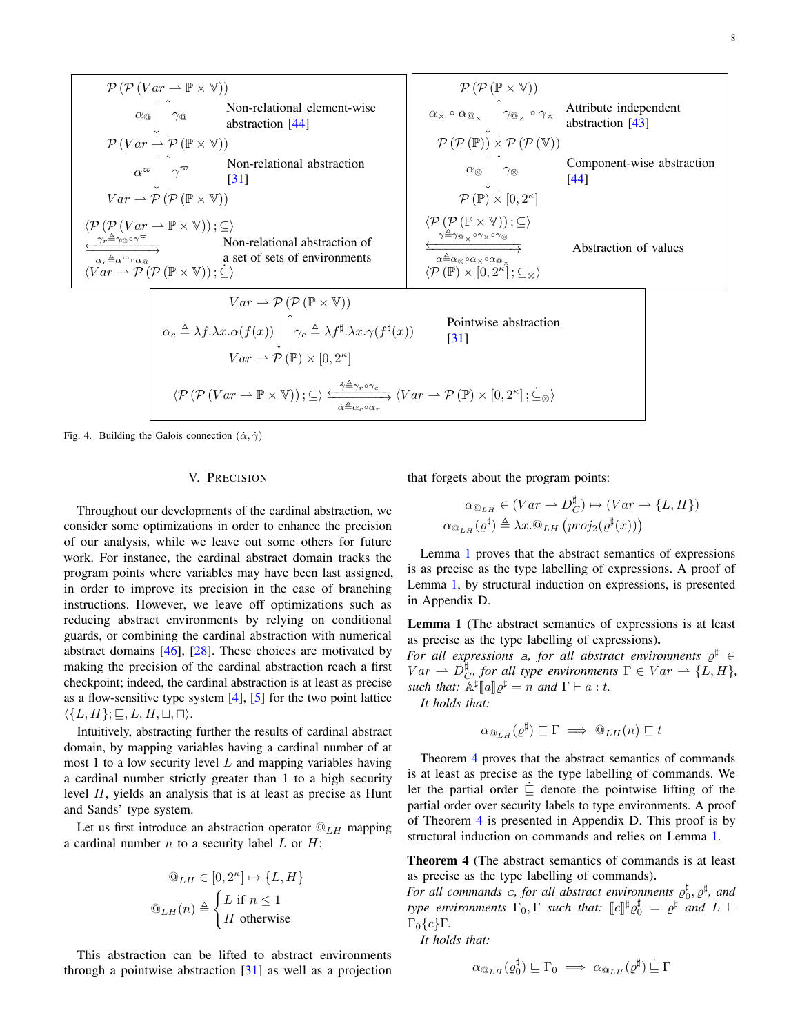$$\mathcal{P}\left(\mathcal{P}\left(Var \rightharpoonup \mathbb{P}\times\mathbb{V}\right)\right) \quad \underset{\gamma_{@}}{\overset{\alpha_{@}}{\leftrightarrows}} \quad \mathcal{P}\left(Var \rightharpoonup \mathcal{P}\left(\mathbb{P}\times\mathbb{V}\right)\right)$$

Non-relational element-wise abstraction [44]

$$\mathcal{P}\left(Var \rightharpoonup \mathcal{P}\left(\mathbb{P}\times\mathbb{V}\right)\right) \quad \underset{\gamma^{\varpi}}{\overset{\alpha^{\varpi}}{\leftrightarrows}} \quad Var \rightharpoonup \mathcal{P}\left(\mathcal{P}\left(\mathbb{P}\times\mathbb{V}\right)\right)$$

Non-relational abstraction [31]

$$\langle \mathcal{P}\left(\mathcal{P}\left(Var \rightharpoonup \mathbb{P}\times\mathbb{V}\right)\right);\subseteq\rangle \underset{\alpha_r \triangleq \alpha^{\varpi}\circ\alpha_{@}}{\overset{\gamma_r \triangleq \gamma_{@}\circ\gamma^{\varpi}}{\leftrightarrows}} \langle Var \rightharpoonup \mathcal{P}\left(\mathcal{P}\left(\mathbb{P}\times\mathbb{V}\right)\right);\dot{\subseteq}\rangle$$

Non-relational abstraction of a set of sets of environments

$$\mathcal{P}\left(\mathcal{P}\left(\mathbb{P}\times\mathbb{V}\right)\right) \quad \underset{\gamma_{@_\times}\circ\gamma_\times}{\overset{\alpha_\times\circ\alpha_{@_\times}}{\leftrightarrows}} \quad \mathcal{P}\left(\mathcal{P}\left(\mathbb{P}\right)\right)\times\mathcal{P}\left(\mathcal{P}\left(\mathbb{V}\right)\right)$$

Attribute independent abstraction [43]

$$\mathcal{P}\left(\mathcal{P}\left(\mathbb{P}\right)\right)\times\mathcal{P}\left(\mathcal{P}\left(\mathbb{V}\right)\right) \quad \underset{\gamma_\otimes}{\overset{\alpha_\otimes}{\leftrightarrows}} \quad \mathcal{P}\left(\mathbb{P}\right)\times[0,2^\kappa]$$

Component-wise abstraction [44]

$$\langle \mathcal{P}\left(\mathcal{P}\left(\mathbb{P}\times\mathbb{V}\right)\right);\subseteq\rangle \underset{\alpha \triangleq \alpha_\otimes\circ\alpha_\times\circ\alpha_{@_\times}}{\overset{\gamma \triangleq \gamma_{@_\times}\circ\gamma_\times\circ\gamma_\otimes}{\leftrightarrows}} \langle \mathcal{P}\left(\mathbb{P}\right)\times[0,2^\kappa];\subseteq_\otimes\rangle$$

Abstraction of values

$$Var \rightharpoonup \mathcal{P}\left(\mathcal{P}\left(\mathbb{P}\times\mathbb{V}\right)\right) \quad \underset{\gamma_c \triangleq \lambda f^\sharp.\lambda x.\gamma(f^\sharp(x))}{\overset{\alpha_c \triangleq \lambda f.\lambda x.\alpha(f(x))}{\leftrightarrows}} \quad Var \rightharpoonup \mathcal{P}\left(\mathbb{P}\right)\times[0,2^\kappa]$$

Pointwise abstraction [31]

$$\langle \mathcal{P}\left(\mathcal{P}\left(Var \rightharpoonup \mathbb{P}\times\mathbb{V}\right)\right);\subseteq\rangle \underset{\dot{\alpha}\triangleq\alpha_c\circ\alpha_r}{\overset{\dot{\gamma}\triangleq\gamma_r\circ\gamma_c}{\leftrightarrows}} \langle Var \rightharpoonup \mathcal{P}\left(\mathbb{P}\right)\times[0,2^\kappa];\dot{\subseteq}_\otimes\rangle$$

Fig. 4. Building the Galois connection $(\dot{\alpha},\dot{\gamma})$

## V. Precision

Throughout our developments of the cardinal abstraction, we consider some optimizations in order to enhance the precision of our analysis, while we leave out some others for future work. For instance, the cardinal abstract domain tracks the program points where variables may have been last assigned, in order to improve its precision in the case of branching instructions. However, we leave out optimizations such as reducing abstract environments by relying on conditional guards, or combining the cardinal abstraction with numerical abstract domains [46], [28]. These choices are motivated by making the precision of the cardinal abstraction reach a first checkpoint; indeed, the cardinal abstraction is at least as precise as a flow-sensitive type system [4], [5] for the two point lattice $\langle\{L,H\};\sqsubseteq,L,H,\sqcup,\sqcap\rangle$.

Intuitively, abstracting further the results of cardinal abstract domain, by mapping variables having a cardinal number of at most 1 to a low security level $L$ and mapping variables having a cardinal number strictly greater than 1 to a high security level $H$, yields an analysis that is at least as precise as Hunt and Sands' type system.

Let us first introduce an abstraction operator $@_{LH}$ mapping a cardinal number $n$ to a security label $L$ or $H$:

$$@_{LH} \in [0,2^\kappa] \mapsto \{L,H\}$$

$$@_{LH}(n) \triangleq \begin{cases} L \text{ if } n \leq 1 \\ H \text{ otherwise}\end{cases}$$

This abstraction can be lifted to abstract environments through a pointwise abstraction [31] as well as a projection that forgets about the program points:

$$\alpha_{@_{LH}} \in (Var \rightharpoonup D^\sharp_C) \mapsto (Var \rightharpoonup \{L,H\})$$
$$\alpha_{@_{LH}}(\varrho^\sharp) \triangleq \lambda x.@_{LH}\left(proj_2(\varrho^\sharp(x))\right)$$

Lemma 1 proves that the abstract semantics of expressions is as precise as the type labelling of expressions. A proof of Lemma 1, by structural induction on expressions, is presented in Appendix D.

**Lemma 1** (The abstract semantics of expressions is at least as precise as the type labelling of expressions)**.**
*For all expressions* $a$*, for all abstract environments* $\varrho^\sharp \in Var \rightharpoonup D^\sharp_C$*, for all type environments* $\Gamma \in Var \rightharpoonup \{L,H\}$*, such that:* $\mathbb{A}^\sharp[\![a]\!]\varrho^\sharp = n$ *and* $\Gamma \vdash a : t$*.*
*It holds that:*

$$\alpha_{@_{LH}}(\varrho^\sharp) \sqsubseteq \Gamma \implies @_{LH}(n) \sqsubseteq t$$

Theorem 4 proves that the abstract semantics of commands is at least as precise as the type labelling of commands. We let the partial order $\dot{\sqsubseteq}$ denote the pointwise lifting of the partial order over security labels to type environments. A proof of Theorem 4 is presented in Appendix D. This proof is by structural induction on commands and relies on Lemma 1.

**Theorem 4** (The abstract semantics of commands is at least as precise as the type labelling of commands)**.**
*For all commands* $c$*, for all abstract environments* $\varrho^\sharp_0,\varrho^\sharp$*, and type environments* $\Gamma_0,\Gamma$ *such that:* $[\![c]\!]^\sharp\varrho^\sharp_0 = \varrho^\sharp$ *and* $L \vdash \Gamma_0\{c\}\Gamma$*.*
*It holds that:*

$$\alpha_{@_{LH}}(\varrho^\sharp_0) \sqsubseteq \Gamma_0 \implies \alpha_{@_{LH}}(\varrho^\sharp) \dot{\sqsubseteq} \Gamma$$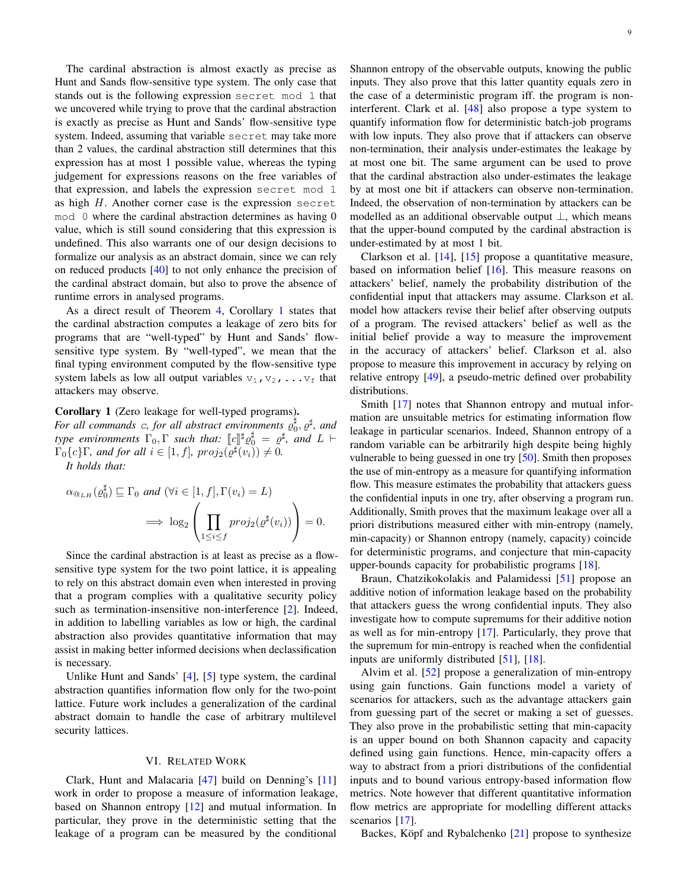The cardinal abstraction is almost exactly as precise as Hunt and Sands flow-sensitive type system. The only case that stands out is the following expression `secret mod 1` that we uncovered while trying to prove that the cardinal abstraction is exactly as precise as Hunt and Sands' flow-sensitive type system. Indeed, assuming that variable `secret` may take more than 2 values, the cardinal abstraction still determines that this expression has at most 1 possible value, whereas the typing judgement for expressions reasons on the free variables of that expression, and labels the expression `secret mod 1` as high $H$. Another corner case is the expression `secret mod 0` where the cardinal abstraction determines as having 0 value, which is still sound considering that this expression is undefined. This also warrants one of our design decisions to formalize our analysis as an abstract domain, since we can rely on reduced products [40] to not only enhance the precision of the cardinal abstract domain, but also to prove the absence of runtime errors in analysed programs.

As a direct result of Theorem 4, Corollary 1 states that the cardinal abstraction computes a leakage of zero bits for programs that are "well-typed" by Hunt and Sands' flow-sensitive type system. By "well-typed", we mean that the final typing environment computed by the flow-sensitive type system labels as low all output variables `v1, v2, ...vf` that attackers may observe.

**Corollary 1** (Zero leakage for well-typed programs)**.** *For all commands $c$, for all abstract environments $\varrho_0^\sharp, \varrho^\sharp$, and type environments $\Gamma_0, \Gamma$ such that: $[\![c]\!]^\sharp \varrho_0^\sharp = \varrho^\sharp$, and $L \vdash \Gamma_0\{c\}\Gamma$, and for all $i \in [1, f]$, $proj_2(\varrho^\sharp(v_i)) \neq 0$.*

*It holds that:*

$$\alpha_{@_{LH}}(\varrho_0^\sharp) \sqsubseteq \Gamma_0 \text{ and } (\forall i \in [1, f], \Gamma(v_i) = L)$$
$$\implies \log_2 \left( \prod_{1 \leq i \leq f} proj_2(\varrho^\sharp(v_i)) \right) = 0.$$

Since the cardinal abstraction is at least as precise as a flow-sensitive type system for the two point lattice, it is appealing to rely on this abstract domain even when interested in proving that a program complies with a qualitative security policy such as termination-insensitive non-interference [2]. Indeed, in addition to labelling variables as low or high, the cardinal abstraction also provides quantitative information that may assist in making better informed decisions when declassification is necessary.

Unlike Hunt and Sands' [4], [5] type system, the cardinal abstraction quantifies information flow only for the two-point lattice. Future work includes a generalization of the cardinal abstract domain to handle the case of arbitrary multilevel security lattices.

## VI. Related Work

Clark, Hunt and Malacaria [47] build on Denning's [11] work in order to propose a measure of information leakage, based on Shannon entropy [12] and mutual information. In particular, they prove in the deterministic setting that the leakage of a program can be measured by the conditional Shannon entropy of the observable outputs, knowing the public inputs. They also prove that this latter quantity equals zero in the case of a deterministic program iff. the program is non-interferent. Clark et al. [48] also propose a type system to quantify information flow for deterministic batch-job programs with low inputs. They also prove that if attackers can observe non-termination, their analysis under-estimates the leakage by at most one bit. The same argument can be used to prove that the cardinal abstraction also under-estimates the leakage by at most one bit if attackers can observe non-termination. Indeed, the observation of non-termination by attackers can be modelled as an additional observable output $\bot$, which means that the upper-bound computed by the cardinal abstraction is under-estimated by at most 1 bit.

Clarkson et al. [14], [15] propose a quantitative measure, based on information belief [16]. This measure reasons on attackers' belief, namely the probability distribution of the confidential input that attackers may assume. Clarkson et al. model how attackers revise their belief after observing outputs of a program. The revised attackers' belief as well as the initial belief provide a way to measure the improvement in the accuracy of attackers' belief. Clarkson et al. also propose to measure this improvement in accuracy by relying on relative entropy [49], a pseudo-metric defined over probability distributions.

Smith [17] notes that Shannon entropy and mutual information are unsuitable metrics for estimating information flow leakage in particular scenarios. Indeed, Shannon entropy of a random variable can be arbitrarily high despite being highly vulnerable to being guessed in one try [50]. Smith then proposes the use of min-entropy as a measure for quantifying information flow. This measure estimates the probability that attackers guess the confidential inputs in one try, after observing a program run. Additionally, Smith proves that the maximum leakage over all a priori distributions measured either with min-entropy (namely, min-capacity) or Shannon entropy (namely, capacity) coincide for deterministic programs, and conjecture that min-capacity upper-bounds capacity for probabilistic programs [18].

Braun, Chatzikokolakis and Palamidessi [51] propose an additive notion of information leakage based on the probability that attackers guess the wrong confidential inputs. They also investigate how to compute supremums for their additive notion as well as for min-entropy [17]. Particularly, they prove that the supremum for min-entropy is reached when the confidential inputs are uniformly distributed [51], [18].

Alvim et al. [52] propose a generalization of min-entropy using gain functions. Gain functions model a variety of scenarios for attackers, such as the advantage attackers gain from guessing part of the secret or making a set of guesses. They also prove in the probabilistic setting that min-capacity is an upper bound on both Shannon capacity and capacity defined using gain functions. Hence, min-capacity offers a way to abstract from a priori distributions of the confidential inputs and to bound various entropy-based information flow metrics. Note however that different quantitative information flow metrics are appropriate for modelling different attacks scenarios [17].

Backes, Köpf and Rybalchenko [21] propose to synthesize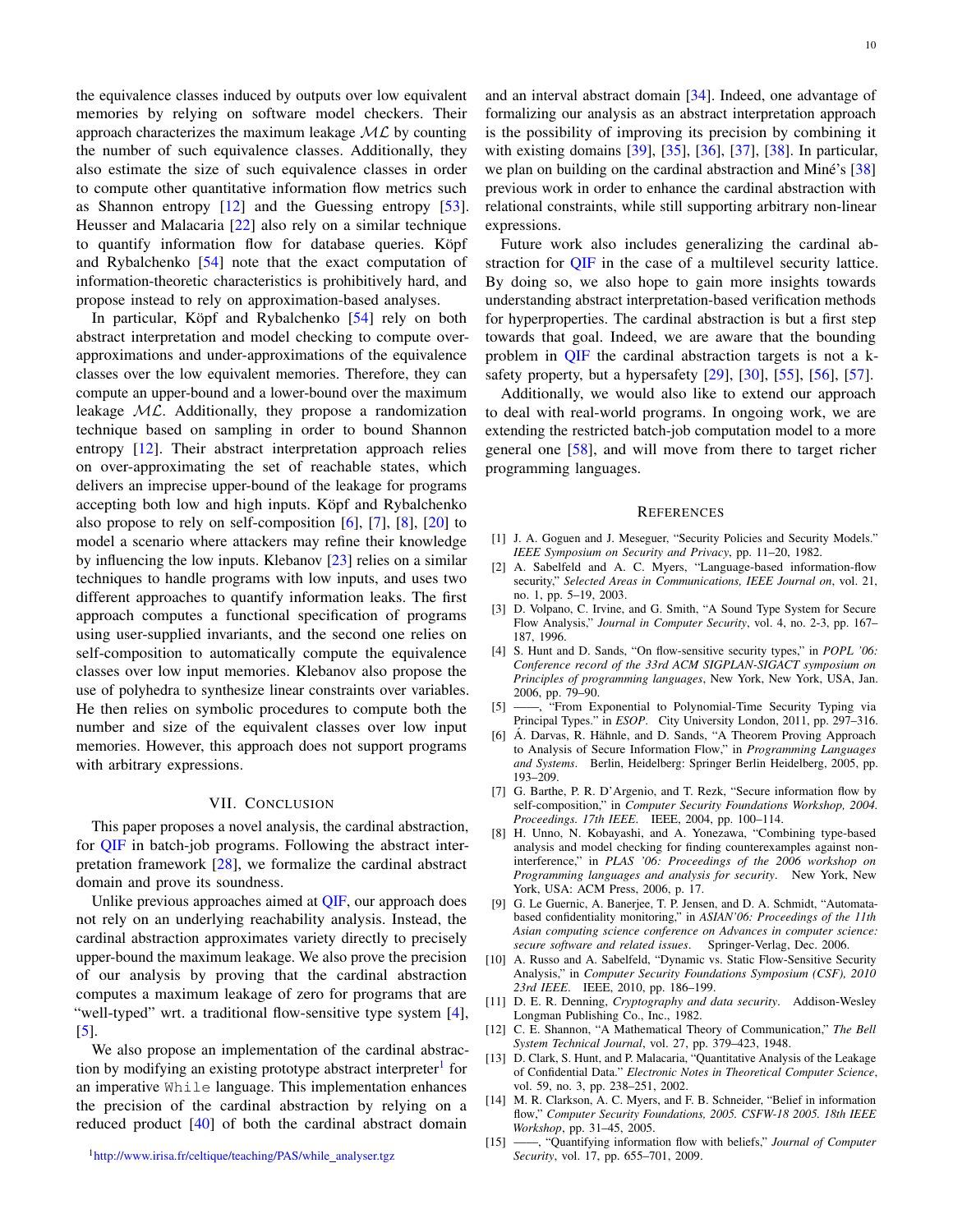the equivalence classes induced by outputs over low equivalent memories by relying on software model checkers. Their approach characterizes the maximum leakage $\mathcal{ML}$ by counting the number of such equivalence classes. Additionally, they also estimate the size of such equivalence classes in order to compute other quantitative information flow metrics such as Shannon entropy [12] and the Guessing entropy [53]. Heusser and Malacaria [22] also rely on a similar technique to quantify information flow for database queries. Köpf and Rybalchenko [54] note that the exact computation of information-theoretic characteristics is prohibitively hard, and propose instead to rely on approximation-based analyses.

In particular, Köpf and Rybalchenko [54] rely on both abstract interpretation and model checking to compute over-approximations and under-approximations of the equivalence classes over the low equivalent memories. Therefore, they can compute an upper-bound and a lower-bound over the maximum leakage $\mathcal{ML}$. Additionally, they propose a randomization technique based on sampling in order to bound Shannon entropy [12]. Their abstract interpretation approach relies on over-approximating the set of reachable states, which delivers an imprecise upper-bound of the leakage for programs accepting both low and high inputs. Köpf and Rybalchenko also propose to rely on self-composition [6], [7], [8], [20] to model a scenario where attackers may refine their knowledge by influencing the low inputs. Klebanov [23] relies on a similar techniques to handle programs with low inputs, and uses two different approaches to quantify information leaks. The first approach computes a functional specification of programs using user-supplied invariants, and the second one relies on self-composition to automatically compute the equivalence classes over low input memories. Klebanov also propose the use of polyhedra to synthesize linear constraints over variables. He then relies on symbolic procedures to compute both the number and size of the equivalent classes over low input memories. However, this approach does not support programs with arbitrary expressions.

## VII. Conclusion

This paper proposes a novel analysis, the cardinal abstraction, for QIF in batch-job programs. Following the abstract interpretation framework [28], we formalize the cardinal abstract domain and prove its soundness.

Unlike previous approaches aimed at QIF, our approach does not rely on an underlying reachability analysis. Instead, the cardinal abstraction approximates variety directly to precisely upper-bound the maximum leakage. We also prove the precision of our analysis by proving that the cardinal abstraction computes a maximum leakage of zero for programs that are "well-typed" wrt. a traditional flow-sensitive type system [4], [5].

We also propose an implementation of the cardinal abstraction by modifying an existing prototype abstract interpreter[1] for an imperative `While` language. This implementation enhances the precision of the cardinal abstraction by relying on a reduced product [40] of both the cardinal abstract domain and an interval abstract domain [34]. Indeed, one advantage of formalizing our analysis as an abstract interpretation approach is the possibility of improving its precision by combining it with existing domains [39], [35], [36], [37], [38]. In particular, we plan on building on the cardinal abstraction and Miné's [38] previous work in order to enhance the cardinal abstraction with relational constraints, while still supporting arbitrary non-linear expressions.

Future work also includes generalizing the cardinal abstraction for QIF in the case of a multilevel security lattice. By doing so, we also hope to gain more insights towards understanding abstract interpretation-based verification methods for hyperproperties. The cardinal abstraction is but a first step towards that goal. Indeed, we are aware that the bounding problem in QIF the cardinal abstraction targets is not a k-safety property, but a hypersafety [29], [30], [55], [56], [57].

Additionally, we would also like to extend our approach to deal with real-world programs. In ongoing work, we are extending the restricted batch-job computation model to a more general one [58], and will move from there to target richer programming languages.

[1] http://www.irisa.fr/celtique/teaching/PAS/while_analyser.tgz

## References

[1] J. A. Goguen and J. Meseguer, "Security Policies and Security Models." *IEEE Symposium on Security and Privacy*, pp. 11–20, 1982.

[2] A. Sabelfeld and A. C. Myers, "Language-based information-flow security," *Selected Areas in Communications, IEEE Journal on*, vol. 21, no. 1, pp. 5–19, 2003.

[3] D. Volpano, C. Irvine, and G. Smith, "A Sound Type System for Secure Flow Analysis," *Journal in Computer Security*, vol. 4, no. 2-3, pp. 167–187, 1996.

[4] S. Hunt and D. Sands, "On flow-sensitive security types," in *POPL '06: Conference record of the 33rd ACM SIGPLAN-SIGACT symposium on Principles of programming languages*, New York, New York, USA, Jan. 2006, pp. 79–90.

[5] ——, "From Exponential to Polynomial-Time Security Typing via Principal Types." in *ESOP*. City University London, 2011, pp. 297–316.

[6] Á. Darvas, R. Hähnle, and D. Sands, "A Theorem Proving Approach to Analysis of Secure Information Flow," in *Programming Languages and Systems*. Berlin, Heidelberg: Springer Berlin Heidelberg, 2005, pp. 193–209.

[7] G. Barthe, P. R. D'Argenio, and T. Rezk, "Secure information flow by self-composition," in *Computer Security Foundations Workshop, 2004. Proceedings. 17th IEEE*. IEEE, 2004, pp. 100–114.

[8] H. Unno, N. Kobayashi, and A. Yonezawa, "Combining type-based analysis and model checking for finding counterexamples against non-interference," in *PLAS '06: Proceedings of the 2006 workshop on Programming languages and analysis for security*. New York, New York, USA: ACM Press, 2006, p. 17.

[9] G. Le Guernic, A. Banerjee, T. P. Jensen, and D. A. Schmidt, "Automata-based confidentiality monitoring," in *ASIAN'06: Proceedings of the 11th Asian computing science conference on Advances in computer science: secure software and related issues*. Springer-Verlag, Dec. 2006.

[10] A. Russo and A. Sabelfeld, "Dynamic vs. Static Flow-Sensitive Security Analysis," in *Computer Security Foundations Symposium (CSF), 2010 23rd IEEE*. IEEE, 2010, pp. 186–199.

[11] D. E. R. Denning, *Cryptography and data security*. Addison-Wesley Longman Publishing Co., Inc., 1982.

[12] C. E. Shannon, "A Mathematical Theory of Communication," *The Bell System Technical Journal*, vol. 27, pp. 379–423, 1948.

[13] D. Clark, S. Hunt, and P. Malacaria, "Quantitative Analysis of the Leakage of Confidential Data." *Electronic Notes in Theoretical Computer Science*, vol. 59, no. 3, pp. 238–251, 2002.

[14] M. R. Clarkson, A. C. Myers, and F. B. Schneider, "Belief in information flow," *Computer Security Foundations, 2005. CSFW-18 2005. 18th IEEE Workshop*, pp. 31–45, 2005.

[15] ——, "Quantifying information flow with beliefs," *Journal of Computer Security*, vol. 17, pp. 655–701, 2009.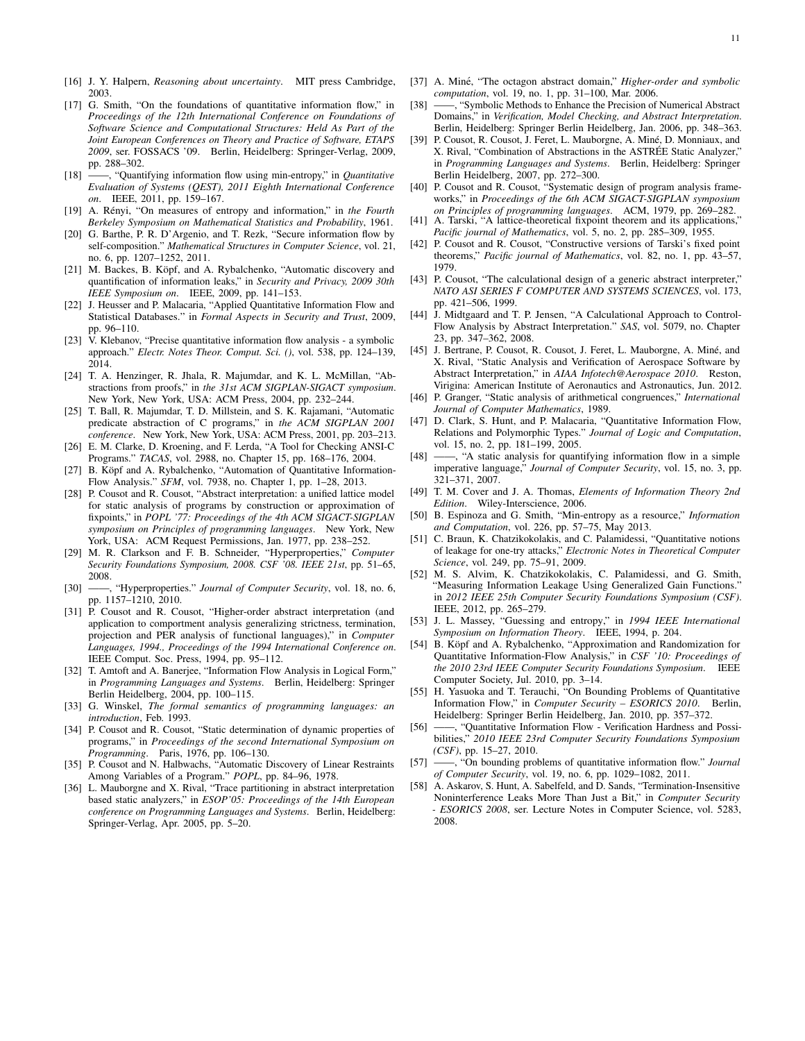[16] J. Y. Halpern, *Reasoning about uncertainty*. MIT press Cambridge, 2003.

[17] G. Smith, "On the foundations of quantitative information flow," in *Proceedings of the 12th International Conference on Foundations of Software Science and Computational Structures: Held As Part of the Joint European Conferences on Theory and Practice of Software, ETAPS 2009*, ser. FOSSACS '09. Berlin, Heidelberg: Springer-Verlag, 2009, pp. 288–302.

[18] ——, "Quantifying information flow using min-entropy," in *Quantitative Evaluation of Systems (QEST), 2011 Eighth International Conference on*. IEEE, 2011, pp. 159–167.

[19] A. Rényi, "On measures of entropy and information," in *the Fourth Berkeley Symposium on Mathematical Statistics and Probability*, 1961.

[20] G. Barthe, P. R. D'Argenio, and T. Rezk, "Secure information flow by self-composition." *Mathematical Structures in Computer Science*, vol. 21, no. 6, pp. 1207–1252, 2011.

[21] M. Backes, B. Köpf, and A. Rybalchenko, "Automatic discovery and quantification of information leaks," in *Security and Privacy, 2009 30th IEEE Symposium on*. IEEE, 2009, pp. 141–153.

[22] J. Heusser and P. Malacaria, "Applied Quantitative Information Flow and Statistical Databases." in *Formal Aspects in Security and Trust*, 2009, pp. 96–110.

[23] V. Klebanov, "Precise quantitative information flow analysis - a symbolic approach." *Electr. Notes Theor. Comput. Sci. ()*, vol. 538, pp. 124–139, 2014.

[24] T. A. Henzinger, R. Jhala, R. Majumdar, and K. L. McMillan, "Abstractions from proofs," in *the 31st ACM SIGPLAN-SIGACT symposium*. New York, New York, USA: ACM Press, 2004, pp. 232–244.

[25] T. Ball, R. Majumdar, T. D. Millstein, and S. K. Rajamani, "Automatic predicate abstraction of C programs," in *the ACM SIGPLAN 2001 conference*. New York, New York, USA: ACM Press, 2001, pp. 203–213.

[26] E. M. Clarke, D. Kroening, and F. Lerda, "A Tool for Checking ANSI-C Programs." *TACAS*, vol. 2988, no. Chapter 15, pp. 168–176, 2004.

[27] B. Köpf and A. Rybalchenko, "Automation of Quantitative Information-Flow Analysis." *SFM*, vol. 7938, no. Chapter 1, pp. 1–28, 2013.

[28] P. Cousot and R. Cousot, "Abstract interpretation: a unified lattice model for static analysis of programs by construction or approximation of fixpoints," in *POPL '77: Proceedings of the 4th ACM SIGACT-SIGPLAN symposium on Principles of programming languages*. New York, New York, USA: ACM Request Permissions, Jan. 1977, pp. 238–252.

[29] M. R. Clarkson and F. B. Schneider, "Hyperproperties," *Computer Security Foundations Symposium, 2008. CSF '08. IEEE 21st*, pp. 51–65, 2008.

[30] ——, "Hyperproperties." *Journal of Computer Security*, vol. 18, no. 6, pp. 1157–1210, 2010.

[31] P. Cousot and R. Cousot, "Higher-order abstract interpretation (and application to comportment analysis generalizing strictness, termination, projection and PER analysis of functional languages)," in *Computer Languages, 1994., Proceedings of the 1994 International Conference on*. IEEE Comput. Soc. Press, 1994, pp. 95–112.

[32] T. Amtoft and A. Banerjee, "Information Flow Analysis in Logical Form," in *Programming Languages and Systems*. Berlin, Heidelberg: Springer Berlin Heidelberg, 2004, pp. 100–115.

[33] G. Winskel, *The formal semantics of programming languages: an introduction*, Feb. 1993.

[34] P. Cousot and R. Cousot, "Static determination of dynamic properties of programs," in *Proceedings of the second International Symposium on Programming*. Paris, 1976, pp. 106–130.

[35] P. Cousot and N. Halbwachs, "Automatic Discovery of Linear Restraints Among Variables of a Program." *POPL*, pp. 84–96, 1978.

[36] L. Mauborgne and X. Rival, "Trace partitioning in abstract interpretation based static analyzers," in *ESOP'05: Proceedings of the 14th European conference on Programming Languages and Systems*. Berlin, Heidelberg: Springer-Verlag, Apr. 2005, pp. 5–20.

[37] A. Miné, "The octagon abstract domain," *Higher-order and symbolic computation*, vol. 19, no. 1, pp. 31–100, Mar. 2006.

[38] ——, "Symbolic Methods to Enhance the Precision of Numerical Abstract Domains," in *Verification, Model Checking, and Abstract Interpretation*. Berlin, Heidelberg: Springer Berlin Heidelberg, Jan. 2006, pp. 348–363.

[39] P. Cousot, R. Cousot, J. Feret, L. Mauborgne, A. Miné, D. Monniaux, and X. Rival, "Combination of Abstractions in the ASTRÉE Static Analyzer," in *Programming Languages and Systems*. Berlin, Heidelberg: Springer Berlin Heidelberg, 2007, pp. 272–300.

[40] P. Cousot and R. Cousot, "Systematic design of program analysis frameworks," in *Proceedings of the 6th ACM SIGACT-SIGPLAN symposium on Principles of programming languages*. ACM, 1979, pp. 269–282.

[41] A. Tarski, "A lattice-theoretical fixpoint theorem and its applications," *Pacific journal of Mathematics*, vol. 5, no. 2, pp. 285–309, 1955.

[42] P. Cousot and R. Cousot, "Constructive versions of Tarski's fixed point theorems," *Pacific journal of Mathematics*, vol. 82, no. 1, pp. 43–57, 1979.

[43] P. Cousot, "The calculational design of a generic abstract interpreter," *NATO ASI SERIES F COMPUTER AND SYSTEMS SCIENCES*, vol. 173, pp. 421–506, 1999.

[44] J. Midtgaard and T. P. Jensen, "A Calculational Approach to Control-Flow Analysis by Abstract Interpretation." *SAS*, vol. 5079, no. Chapter 23, pp. 347–362, 2008.

[45] J. Bertrane, P. Cousot, R. Cousot, J. Feret, L. Mauborgne, A. Miné, and X. Rival, "Static Analysis and Verification of Aerospace Software by Abstract Interpretation," in *AIAA Infotech@Aerospace 2010*. Reston, Virigina: American Institute of Aeronautics and Astronautics, Jun. 2012.

[46] P. Granger, "Static analysis of arithmetical congruences," *International Journal of Computer Mathematics*, 1989.

[47] D. Clark, S. Hunt, and P. Malacaria, "Quantitative Information Flow, Relations and Polymorphic Types." *Journal of Logic and Computation*, vol. 15, no. 2, pp. 181–199, 2005.

[48] ——, "A static analysis for quantifying information flow in a simple imperative language," *Journal of Computer Security*, vol. 15, no. 3, pp. 321–371, 2007.

[49] T. M. Cover and J. A. Thomas, *Elements of Information Theory 2nd Edition*. Wiley-Interscience, 2006.

[50] B. Espinoza and G. Smith, "Min-entropy as a resource," *Information and Computation*, vol. 226, pp. 57–75, May 2013.

[51] C. Braun, K. Chatzikokolakis, and C. Palamidessi, "Quantitative notions of leakage for one-try attacks," *Electronic Notes in Theoretical Computer Science*, vol. 249, pp. 75–91, 2009.

[52] M. S. Alvim, K. Chatzikokolakis, C. Palamidessi, and G. Smith, "Measuring Information Leakage Using Generalized Gain Functions." in *2012 IEEE 25th Computer Security Foundations Symposium (CSF)*. IEEE, 2012, pp. 265–279.

[53] J. L. Massey, "Guessing and entropy," in *1994 IEEE International Symposium on Information Theory*. IEEE, 1994, p. 204.

[54] B. Köpf and A. Rybalchenko, "Approximation and Randomization for Quantitative Information-Flow Analysis," in *CSF '10: Proceedings of the 2010 23rd IEEE Computer Security Foundations Symposium*. IEEE Computer Society, Jul. 2010, pp. 3–14.

[55] H. Yasuoka and T. Terauchi, "On Bounding Problems of Quantitative Information Flow," in *Computer Security – ESORICS 2010*. Berlin, Heidelberg: Springer Berlin Heidelberg, Jan. 2010, pp. 357–372.

[56] ——, "Quantitative Information Flow - Verification Hardness and Possibilities," *2010 IEEE 23rd Computer Security Foundations Symposium (CSF)*, pp. 15–27, 2010.

[57] ——, "On bounding problems of quantitative information flow." *Journal of Computer Security*, vol. 19, no. 6, pp. 1029–1082, 2011.

[58] A. Askarov, S. Hunt, A. Sabelfeld, and D. Sands, "Termination-Insensitive Noninterference Leaks More Than Just a Bit," in *Computer Security - ESORICS 2008*, ser. Lecture Notes in Computer Science, vol. 5283, 2008.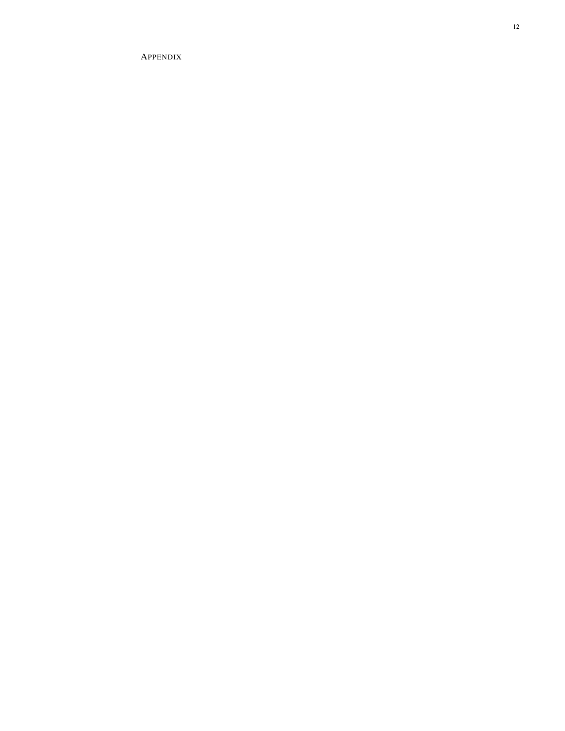# Appendix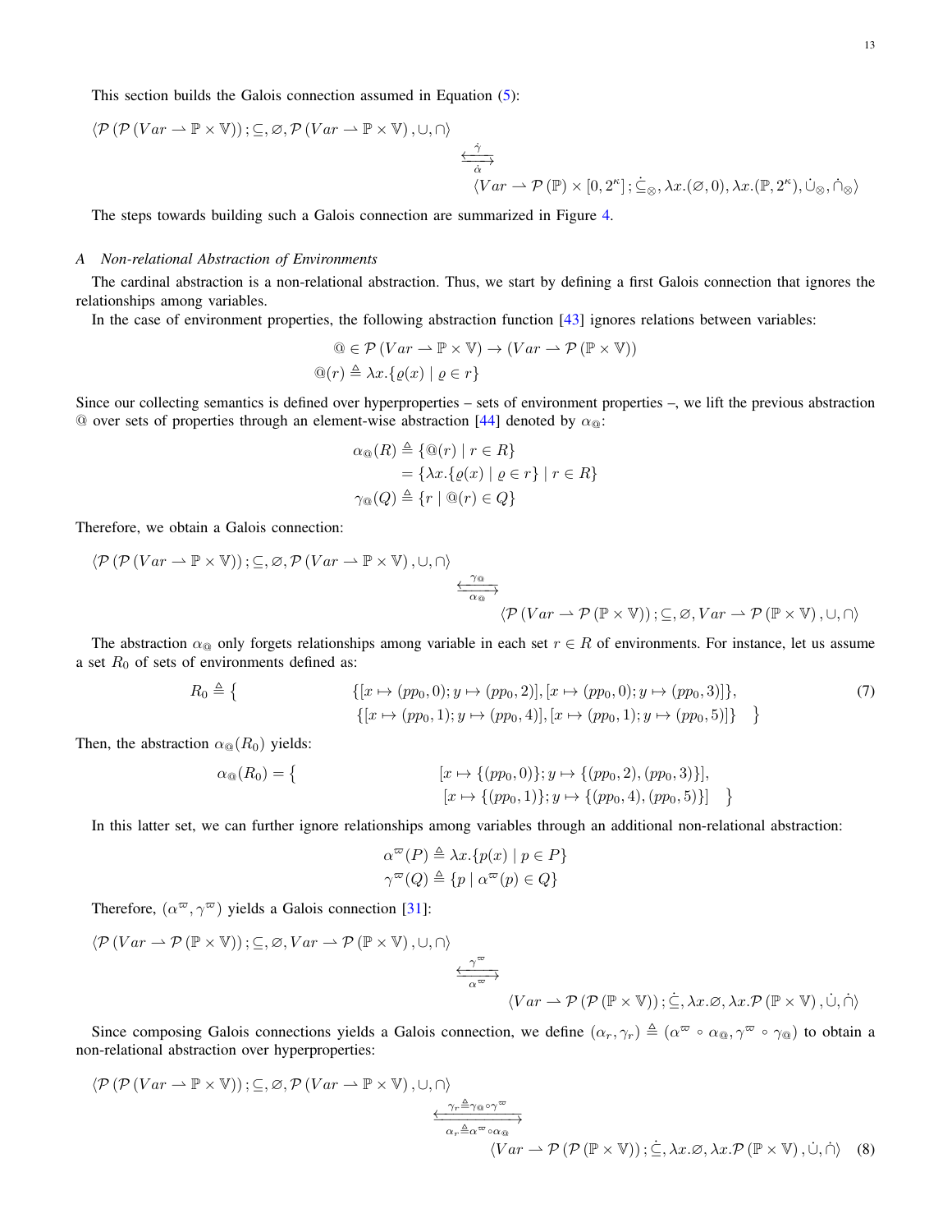This section builds the Galois connection assumed in Equation (5):

$$\langle \mathcal{P}\left(\mathcal{P}\left(Var \rightharpoonup \mathbb{P} \times \mathbb{V}\right)\right); \subseteq, \varnothing, \mathcal{P}\left(Var \rightharpoonup \mathbb{P} \times \mathbb{V}\right), \cup, \cap\rangle \xleftrightarrow[\dot{\alpha}]{\dot{\gamma}} \langle Var \rightharpoonup \mathcal{P}\left(\mathbb{P}\right) \times [0, 2^{\kappa}]; \dot{\subseteq}_{\otimes}, \lambda x.(\varnothing, 0), \lambda x.(\mathbb{P}, 2^{\kappa}), \dot{\cup}_{\otimes}, \dot{\cap}_{\otimes}\rangle$$

The steps towards building such a Galois connection are summarized in Figure 4.

### *A Non-relational Abstraction of Environments*

The cardinal abstraction is a non-relational abstraction. Thus, we start by defining a first Galois connection that ignores the relationships among variables.

In the case of environment properties, the following abstraction function [43] ignores relations between variables:

$$@ \in \mathcal{P}\left(Var \rightharpoonup \mathbb{P} \times \mathbb{V}\right) \rightarrow \left(Var \rightharpoonup \mathcal{P}\left(\mathbb{P} \times \mathbb{V}\right)\right)$$
$$@(r) \triangleq \lambda x.\{\varrho(x) \mid \varrho \in r\}$$

Since our collecting semantics is defined over hyperproperties – sets of environment properties –, we lift the previous abstraction @ over sets of properties through an element-wise abstraction [44] denoted by $\alpha_{@}$:

$$\begin{aligned}\alpha_{@}(R) &\triangleq \{@(r) \mid r \in R\} \\ &= \{\lambda x.\{\varrho(x) \mid \varrho \in r\} \mid r \in R\} \\ \gamma_{@}(Q) &\triangleq \{r \mid @(r) \in Q\}\end{aligned}$$

Therefore, we obtain a Galois connection:

$$\langle \mathcal{P}\left(\mathcal{P}\left(Var \rightharpoonup \mathbb{P} \times \mathbb{V}\right)\right); \subseteq, \varnothing, \mathcal{P}\left(Var \rightharpoonup \mathbb{P} \times \mathbb{V}\right), \cup, \cap\rangle \xleftrightarrow[\alpha_{@}]{\gamma_{@}} \langle \mathcal{P}\left(Var \rightharpoonup \mathcal{P}\left(\mathbb{P} \times \mathbb{V}\right)\right); \subseteq, \varnothing, Var \rightharpoonup \mathcal{P}\left(\mathbb{P} \times \mathbb{V}\right), \cup, \cap\rangle$$

The abstraction $\alpha_{@}$ only forgets relationships among variable in each set $r \in R$ of environments. For instance, let us assume a set $R_0$ of sets of environments defined as:

$$R_0 \triangleq \{ \quad \begin{aligned}&\{[x \mapsto (pp_0, 0); y \mapsto (pp_0, 2)], [x \mapsto (pp_0, 0); y \mapsto (pp_0, 3)]\},\\ &\{[x \mapsto (pp_0, 1); y \mapsto (pp_0, 4)], [x \mapsto (pp_0, 1); y \mapsto (pp_0, 5)]\} \quad \}\end{aligned} \tag{7}$$

Then, the abstraction $\alpha_{@}(R_0)$ yields:

$$\alpha_{@}(R_0) = \{ \quad \begin{aligned}&[x \mapsto \{(pp_0, 0)\}; y \mapsto \{(pp_0, 2), (pp_0, 3)\}],\\ &[x \mapsto \{(pp_0, 1)\}; y \mapsto \{(pp_0, 4), (pp_0, 5)\}] \quad \}\end{aligned}$$

In this latter set, we can further ignore relationships among variables through an additional non-relational abstraction:

$$\alpha^{\varpi}(P) \triangleq \lambda x.\{p(x) \mid p \in P\}$$
$$\gamma^{\varpi}(Q) \triangleq \{p \mid \alpha^{\varpi}(p) \in Q\}$$

Therefore, $(\alpha^{\varpi}, \gamma^{\varpi})$ yields a Galois connection [31]:

$$\langle \mathcal{P}\left(Var \rightharpoonup \mathcal{P}\left(\mathbb{P} \times \mathbb{V}\right)\right); \subseteq, \varnothing, Var \rightharpoonup \mathcal{P}\left(\mathbb{P} \times \mathbb{V}\right), \cup, \cap\rangle \xleftrightarrow[\alpha^{\varpi}]{\gamma^{\varpi}} \langle Var \rightharpoonup \mathcal{P}\left(\mathcal{P}\left(\mathbb{P} \times \mathbb{V}\right)\right); \dot{\subseteq}, \lambda x.\varnothing, \lambda x.\mathcal{P}\left(\mathbb{P} \times \mathbb{V}\right), \dot{\cup}, \dot{\cap}\rangle$$

Since composing Galois connections yields a Galois connection, we define $(\alpha_r, \gamma_r) \triangleq (\alpha^{\varpi} \circ \alpha_{@}, \gamma^{\varpi} \circ \gamma_{@})$ to obtain a non-relational abstraction over hyperproperties:

$$\langle \mathcal{P}\left(\mathcal{P}\left(Var \rightharpoonup \mathbb{P} \times \mathbb{V}\right)\right); \subseteq, \varnothing, \mathcal{P}\left(Var \rightharpoonup \mathbb{P} \times \mathbb{V}\right), \cup, \cap\rangle \xleftrightarrow[\alpha_r \triangleq \alpha^{\varpi} \circ \alpha_{@}]{\gamma_r \triangleq \gamma_{@} \circ \gamma^{\varpi}} \langle Var \rightharpoonup \mathcal{P}\left(\mathcal{P}\left(\mathbb{P} \times \mathbb{V}\right)\right); \dot{\subseteq}, \lambda x.\varnothing, \lambda x.\mathcal{P}\left(\mathbb{P} \times \mathbb{V}\right), \dot{\cup}, \dot{\cap}\rangle \tag{8}$$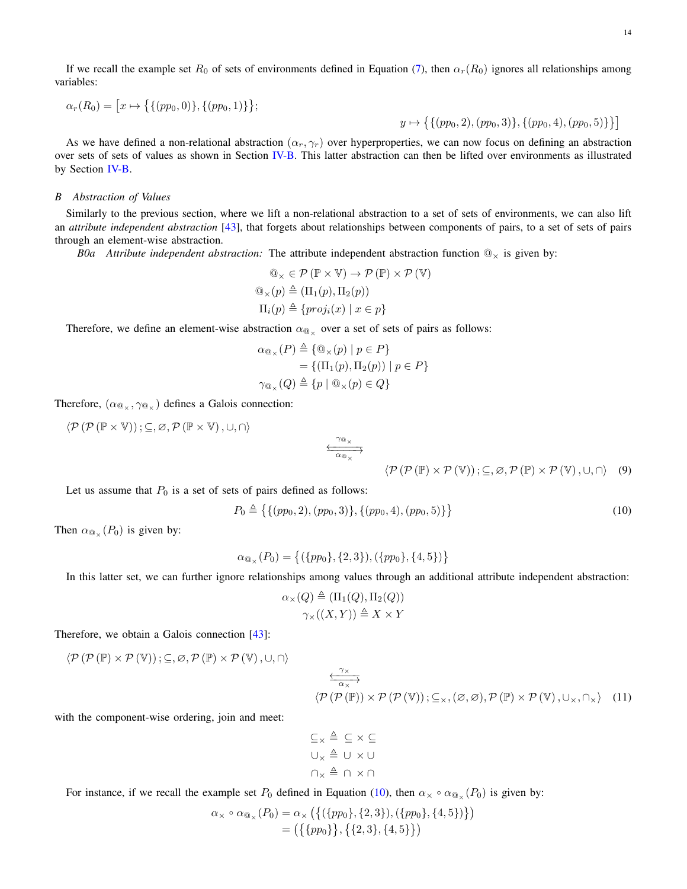If we recall the example set $R_0$ of sets of environments defined in Equation (7), then $\alpha_r(R_0)$ ignores all relationships among variables:

$$\alpha_r(R_0) = \big[x \mapsto \big\{\{(pp_0, 0)\}, \{(pp_0, 1)\}\big\};$$
$$y \mapsto \big\{\{(pp_0, 2), (pp_0, 3)\}, \{(pp_0, 4), (pp_0, 5)\}\big\}\big]$$

As we have defined a non-relational abstraction $(\alpha_r, \gamma_r)$ over hyperproperties, we can now focus on defining an abstraction over sets of sets of values as shown in Section IV-B. This latter abstraction can then be lifted over environments as illustrated by Section IV-B.

## B Abstraction of Values

Similarly to the previous section, where we lift a non-relational abstraction to a set of sets of environments, we can also lift an *attribute independent abstraction* [43], that forgets about relationships between components of pairs, to a set of sets of pairs through an element-wise abstraction.

*B0a Attribute independent abstraction:* The attribute independent abstraction function $@_\times$ is given by:

$$@_\times \in \mathcal{P}(\mathbb{P} \times \mathbb{V}) \to \mathcal{P}(\mathbb{P}) \times \mathcal{P}(\mathbb{V})$$
$$@_\times(p) \triangleq (\Pi_1(p), \Pi_2(p))$$
$$\Pi_i(p) \triangleq \{proj_i(x) \mid x \in p\}$$

Therefore, we define an element-wise abstraction $\alpha_{@_\times}$ over a set of sets of pairs as follows:

$$\alpha_{@_\times}(P) \triangleq \{@_\times(p) \mid p \in P\}$$
$$= \{(\Pi_1(p), \Pi_2(p)) \mid p \in P\}$$
$$\gamma_{@_\times}(Q) \triangleq \{p \mid @_\times(p) \in Q\}$$

Therefore, $(\alpha_{@_\times}, \gamma_{@_\times})$ defines a Galois connection:

$$\langle \mathcal{P}(\mathcal{P}(\mathbb{P} \times \mathbb{V})); \subseteq, \varnothing, \mathcal{P}(\mathbb{P} \times \mathbb{V}), \cup, \cap \rangle \underset{\alpha_{@_\times}}{\overset{\gamma_{@_\times}}{\leftrightarrows}} \langle \mathcal{P}(\mathcal{P}(\mathbb{P}) \times \mathcal{P}(\mathbb{V})); \subseteq, \varnothing, \mathcal{P}(\mathbb{P}) \times \mathcal{P}(\mathbb{V}), \cup, \cap \rangle \quad (9)$$

Let us assume that $P_0$ is a set of sets of pairs defined as follows:

$$P_0 \triangleq \big\{\{(pp_0, 2), (pp_0, 3)\}, \{(pp_0, 4), (pp_0, 5)\}\big\} \quad (10)$$

Then $\alpha_{@_\times}(P_0)$ is given by:

$$\alpha_{@_\times}(P_0) = \big\{(\{pp_0\}, \{2, 3\}), (\{pp_0\}, \{4, 5\})\big\}$$

In this latter set, we can further ignore relationships among values through an additional attribute independent abstraction:

$$\alpha_\times(Q) \triangleq (\Pi_1(Q), \Pi_2(Q))$$
$$\gamma_\times((X, Y)) \triangleq X \times Y$$

Therefore, we obtain a Galois connection [43]:

$$\langle \mathcal{P}(\mathcal{P}(\mathbb{P}) \times \mathcal{P}(\mathbb{V})); \subseteq, \varnothing, \mathcal{P}(\mathbb{P}) \times \mathcal{P}(\mathbb{V}), \cup, \cap \rangle \underset{\alpha_\times}{\overset{\gamma_\times}{\leftrightarrows}} \langle \mathcal{P}(\mathcal{P}(\mathbb{P})) \times \mathcal{P}(\mathcal{P}(\mathbb{V})); \subseteq_\times, (\varnothing, \varnothing), \mathcal{P}(\mathbb{P}) \times \mathcal{P}(\mathbb{V}), \cup_\times, \cap_\times \rangle \quad (11)$$

with the component-wise ordering, join and meet:

$$\subseteq_\times \triangleq \subseteq \times \subseteq$$
$$\cup_\times \triangleq \cup \times \cup$$
$$\cap_\times \triangleq \cap \times \cap$$

For instance, if we recall the example set $P_0$ defined in Equation (10), then $\alpha_\times \circ \alpha_{@_\times}(P_0)$ is given by:

$$\alpha_\times \circ \alpha_{@_\times}(P_0) = \alpha_\times\big(\big\{(\{pp_0\}, \{2, 3\}), (\{pp_0\}, \{4, 5\})\big\}\big)$$
$$= \big(\big\{\{pp_0\}\big\}, \big\{\{2, 3\}, \{4, 5\}\big\}\big)$$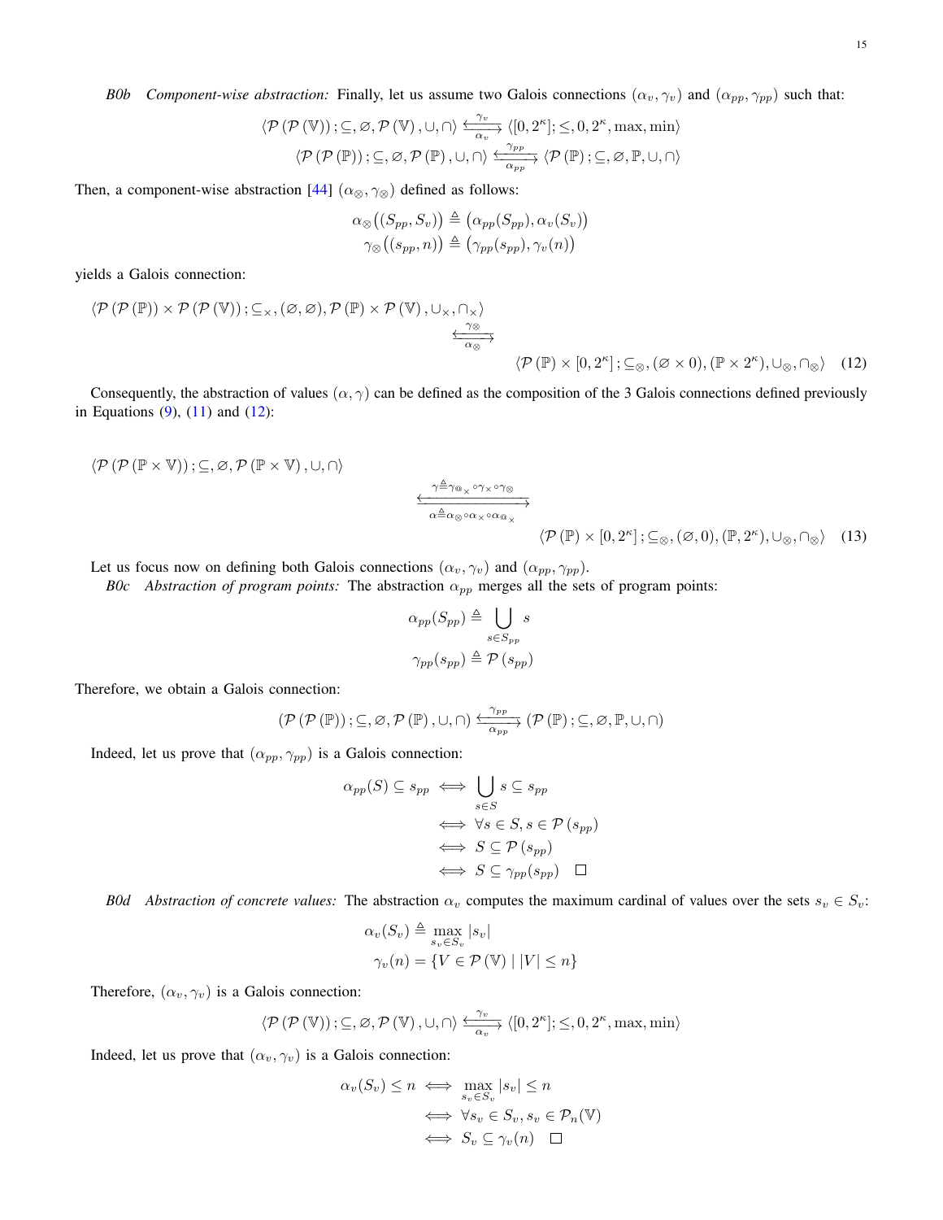*B0b Component-wise abstraction:* Finally, let us assume two Galois connections $(\alpha_v, \gamma_v)$ and $(\alpha_{pp}, \gamma_{pp})$ such that:

$$\langle \mathcal{P}(\mathcal{P}(\mathbb{V})); \subseteq, \varnothing, \mathcal{P}(\mathbb{V}), \cup, \cap \rangle \xleftarrow[\alpha_v]{\gamma_v} \langle [0, 2^\kappa]; \leq, 0, 2^\kappa, \max, \min \rangle$$

$$\langle \mathcal{P}(\mathcal{P}(\mathbb{P})); \subseteq, \varnothing, \mathcal{P}(\mathbb{P}), \cup, \cap \rangle \xleftarrow[\alpha_{pp}]{\gamma_{pp}} \langle \mathcal{P}(\mathbb{P}); \subseteq, \varnothing, \mathbb{P}, \cup, \cap \rangle$$

Then, a component-wise abstraction [44] $(\alpha_\otimes, \gamma_\otimes)$ defined as follows:

$$\alpha_\otimes\big((S_{pp}, S_v)\big) \triangleq \big(\alpha_{pp}(S_{pp}), \alpha_v(S_v)\big)$$
$$\gamma_\otimes\big((s_{pp}, n)\big) \triangleq \big(\gamma_{pp}(s_{pp}), \gamma_v(n)\big)$$

yields a Galois connection:

$$\langle \mathcal{P}(\mathcal{P}(\mathbb{P})) \times \mathcal{P}(\mathcal{P}(\mathbb{V})); \subseteq_\times, (\varnothing, \varnothing), \mathcal{P}(\mathbb{P}) \times \mathcal{P}(\mathbb{V}), \cup_\times, \cap_\times \rangle \xleftarrow[\alpha_\otimes]{\gamma_\otimes} \langle \mathcal{P}(\mathbb{P}) \times [0, 2^\kappa]; \subseteq_\otimes, (\varnothing \times 0), (\mathbb{P} \times 2^\kappa), \cup_\otimes, \cap_\otimes \rangle \quad (12)$$

Consequently, the abstraction of values $(\alpha, \gamma)$ can be defined as the composition of the 3 Galois connections defined previously in Equations (9), (11) and (12):

$$\langle \mathcal{P}(\mathcal{P}(\mathbb{P} \times \mathbb{V})); \subseteq, \varnothing, \mathcal{P}(\mathbb{P} \times \mathbb{V}), \cup, \cap \rangle \xleftarrow[\alpha \triangleq \alpha_\otimes \circ \alpha_\times \circ \alpha_{@_\times}]{\gamma \triangleq \gamma_{@_\times} \circ \gamma_\times \circ \gamma_\otimes} \langle \mathcal{P}(\mathbb{P}) \times [0, 2^\kappa]; \subseteq_\otimes, (\varnothing, 0), (\mathbb{P}, 2^\kappa), \cup_\otimes, \cap_\otimes \rangle \quad (13)$$

Let us focus now on defining both Galois connections $(\alpha_v, \gamma_v)$ and $(\alpha_{pp}, \gamma_{pp})$.

*B0c Abstraction of program points:* The abstraction $\alpha_{pp}$ merges all the sets of program points:

$$\alpha_{pp}(S_{pp}) \triangleq \bigcup_{s \in S_{pp}} s$$
$$\gamma_{pp}(s_{pp}) \triangleq \mathcal{P}(s_{pp})$$

Therefore, we obtain a Galois connection:

$$(\mathcal{P}(\mathcal{P}(\mathbb{P})); \subseteq, \varnothing, \mathcal{P}(\mathbb{P}), \cup, \cap) \xleftarrow[\alpha_{pp}]{\gamma_{pp}} (\mathcal{P}(\mathbb{P}); \subseteq, \varnothing, \mathbb{P}, \cup, \cap)$$

Indeed, let us prove that $(\alpha_{pp}, \gamma_{pp})$ is a Galois connection:

$$\begin{aligned}
\alpha_{pp}(S) \subseteq s_{pp} &\iff \bigcup_{s \in S} s \subseteq s_{pp} \\
&\iff \forall s \in S, s \in \mathcal{P}(s_{pp}) \\
&\iff S \subseteq \mathcal{P}(s_{pp}) \\
&\iff S \subseteq \gamma_{pp}(s_{pp}) \quad \square
\end{aligned}$$

*B0d Abstraction of concrete values:* The abstraction $\alpha_v$ computes the maximum cardinal of values over the sets $s_v \in S_v$:

$$\alpha_v(S_v) \triangleq \max_{s_v \in S_v} |s_v|$$
$$\gamma_v(n) = \{V \in \mathcal{P}(\mathbb{V}) \mid |V| \leq n\}$$

Therefore, $(\alpha_v, \gamma_v)$ is a Galois connection:

$$\langle \mathcal{P}(\mathcal{P}(\mathbb{V})); \subseteq, \varnothing, \mathcal{P}(\mathbb{V}), \cup, \cap \rangle \xleftarrow[\alpha_v]{\gamma_v} \langle [0, 2^\kappa]; \leq, 0, 2^\kappa, \max, \min \rangle$$

Indeed, let us prove that $(\alpha_v, \gamma_v)$ is a Galois connection:

$$\begin{aligned}
\alpha_v(S_v) \leq n &\iff \max_{s_v \in S_v} |s_v| \leq n \\
&\iff \forall s_v \in S_v, s_v \in \mathcal{P}_n(\mathbb{V}) \\
&\iff S_v \subseteq \gamma_v(n) \quad \square
\end{aligned}$$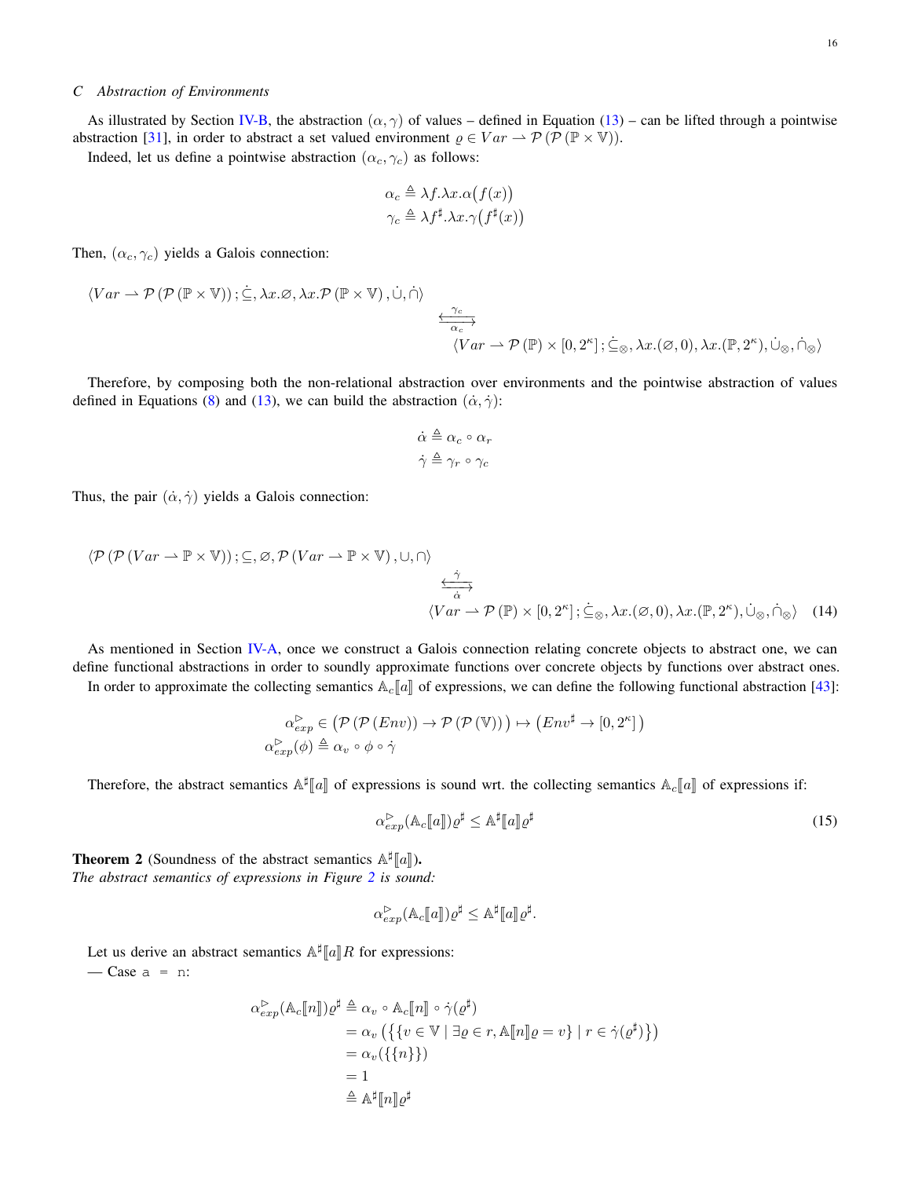### C Abstraction of Environments

As illustrated by Section IV-B, the abstraction $(\alpha, \gamma)$ of values – defined in Equation (13) – can be lifted through a pointwise abstraction [31], in order to abstract a set valued environment $\varrho \in Var \rightharpoonup \mathcal{P}(\mathcal{P}(\mathbb{P} \times \mathbb{V}))$.

Indeed, let us define a pointwise abstraction $(\alpha_c, \gamma_c)$ as follows:

$$\alpha_c \triangleq \lambda f.\lambda x.\alpha\big(f(x)\big)$$
$$\gamma_c \triangleq \lambda f^\sharp.\lambda x.\gamma\big(f^\sharp(x)\big)$$

Then, $(\alpha_c, \gamma_c)$ yields a Galois connection:

$$\langle Var \rightharpoonup \mathcal{P}(\mathcal{P}(\mathbb{P} \times \mathbb{V})); \dot{\subseteq}, \lambda x.\varnothing, \lambda x.\mathcal{P}(\mathbb{P} \times \mathbb{V}), \dot{\cup}, \dot{\cap}\rangle \underset{\alpha_c}{\overset{\gamma_c}{\longleftrightarrow}} \langle Var \rightharpoonup \mathcal{P}(\mathbb{P}) \times [0, 2^\kappa]; \dot{\subseteq}_\otimes, \lambda x.(\varnothing, 0), \lambda x.(\mathbb{P}, 2^\kappa), \dot{\cup}_\otimes, \dot{\cap}_\otimes\rangle$$

Therefore, by composing both the non-relational abstraction over environments and the pointwise abstraction of values defined in Equations (8) and (13), we can build the abstraction $(\dot{\alpha}, \dot{\gamma})$:

$$\dot{\alpha} \triangleq \alpha_c \circ \alpha_r$$
$$\dot{\gamma} \triangleq \gamma_r \circ \gamma_c$$

Thus, the pair $(\dot{\alpha}, \dot{\gamma})$ yields a Galois connection:

$$\langle \mathcal{P}(\mathcal{P}(Var \rightharpoonup \mathbb{P} \times \mathbb{V})); \subseteq, \varnothing, \mathcal{P}(Var \rightharpoonup \mathbb{P} \times \mathbb{V}), \cup, \cap\rangle \underset{\dot{\alpha}}{\overset{\dot{\gamma}}{\longleftrightarrow}} \langle Var \rightharpoonup \mathcal{P}(\mathbb{P}) \times [0, 2^\kappa]; \dot{\subseteq}_\otimes, \lambda x.(\varnothing, 0), \lambda x.(\mathbb{P}, 2^\kappa), \dot{\cup}_\otimes, \dot{\cap}_\otimes\rangle \tag{14}$$

As mentioned in Section IV-A, once we construct a Galois connection relating concrete objects to abstract one, we can define functional abstractions in order to soundly approximate functions over concrete objects by functions over abstract ones.

In order to approximate the collecting semantics $\mathbb{A}_c[\![a]\!]$ of expressions, we can define the following functional abstraction [43]:

$$\alpha^{\triangleright}_{exp} \in \big(\mathcal{P}(\mathcal{P}(Env)) \to \mathcal{P}(\mathcal{P}(\mathbb{V}))\big) \mapsto \big(Env^\sharp \to [0, 2^\kappa]\big)$$
$$\alpha^{\triangleright}_{exp}(\phi) \triangleq \alpha_v \circ \phi \circ \dot{\gamma}$$

Therefore, the abstract semantics $\mathbb{A}^\sharp[\![a]\!]$ of expressions is sound wrt. the collecting semantics $\mathbb{A}_c[\![a]\!]$ of expressions if:

$$\alpha^{\triangleright}_{exp}(\mathbb{A}_c[\![a]\!])\varrho^\sharp \leq \mathbb{A}^\sharp[\![a]\!]\varrho^\sharp \tag{15}$$

**Theorem 2** (Soundness of the abstract semantics $\mathbb{A}^\sharp[\![a]\!]$). *The abstract semantics of expressions in Figure 2 is sound:*

$$\alpha^{\triangleright}_{exp}(\mathbb{A}_c[\![a]\!])\varrho^\sharp \leq \mathbb{A}^\sharp[\![a]\!]\varrho^\sharp.$$

Let us derive an abstract semantics $\mathbb{A}^\sharp[\![a]\!]R$ for expressions:

— Case `a = n`:

$$\begin{aligned}
\alpha^{\triangleright}_{exp}(\mathbb{A}_c[\![n]\!])\varrho^\sharp &\triangleq \alpha_v \circ \mathbb{A}_c[\![n]\!] \circ \dot{\gamma}(\varrho^\sharp) \\
&= \alpha_v\big(\big\{\{v \in \mathbb{V} \mid \exists \varrho \in r, \mathbb{A}[\![n]\!]\varrho = v\} \mid r \in \dot{\gamma}(\varrho^\sharp)\big\}\big) \\
&= \alpha_v(\{\{n\}\}) \\
&= 1 \\
&\triangleq \mathbb{A}^\sharp[\![n]\!]\varrho^\sharp
\end{aligned}$$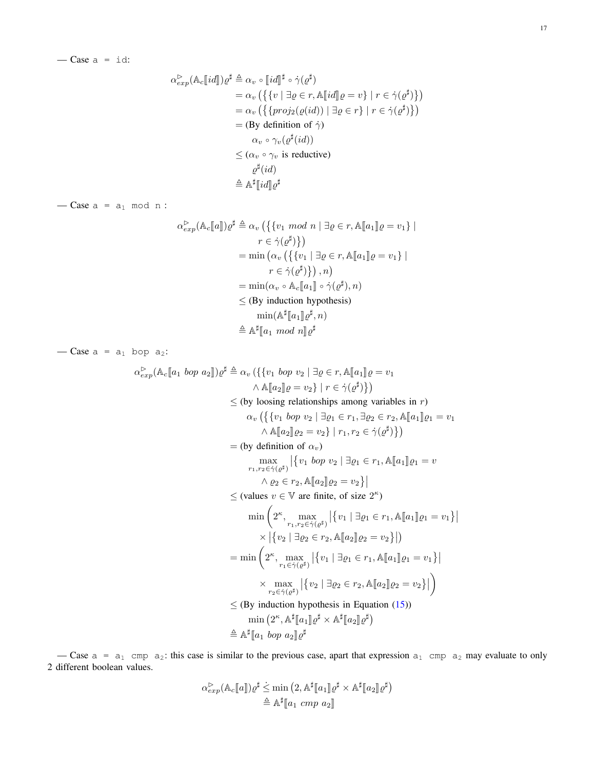— Case `a = id`:

$$
\begin{aligned}
\alpha^{\triangleright}_{exp}(\mathbb{A}_c[\![id]\!])\varrho^\sharp &\triangleq \alpha_v \circ [\![id]\!]^\sharp \circ \dot{\gamma}(\varrho^\sharp) \\
&= \alpha_v\left(\left\{\{v \mid \exists \varrho \in r, \mathbb{A}[\![id]\!]\varrho = v\} \mid r \in \dot{\gamma}(\varrho^\sharp)\right\}\right) \\
&= \alpha_v\left(\left\{\{proj_2(\varrho(id)) \mid \exists \varrho \in r\} \mid r \in \dot{\gamma}(\varrho^\sharp)\right\}\right) \\
&= \text{(By definition of } \dot{\gamma}\text{)} \\
&\quad\; \alpha_v \circ \gamma_v(\varrho^\sharp(id)) \\
&\leq (\alpha_v \circ \gamma_v \text{ is reductive}) \\
&\quad\; \varrho^\sharp(id) \\
&\triangleq \mathbb{A}^\sharp[\![id]\!]\varrho^\sharp
\end{aligned}
$$

— Case `a = a₁ mod n` :

$$
\begin{aligned}
\alpha^{\triangleright}_{exp}(\mathbb{A}_c[\![a]\!])\varrho^\sharp &\triangleq \alpha_v\left(\left\{\{v_1 \; mod \; n \mid \exists \varrho \in r, \mathbb{A}[\![a_1]\!]\varrho = v_1\} \mid \right.\right. \\
&\qquad \left.\left. r \in \dot{\gamma}(\varrho^\sharp)\right\}\right) \\
&= \min\left(\alpha_v\left(\left\{\{v_1 \mid \exists \varrho \in r, \mathbb{A}[\![a_1]\!]\varrho = v_1\} \mid \right.\right.\right. \\
&\qquad \left.\left.\left. r \in \dot{\gamma}(\varrho^\sharp)\right\}\right), n\right) \\
&= \min(\alpha_v \circ \mathbb{A}_c[\![a_1]\!] \circ \dot{\gamma}(\varrho^\sharp), n) \\
&\leq \text{(By induction hypothesis)} \\
&\quad\; \min(\mathbb{A}^\sharp[\![a_1]\!]\varrho^\sharp, n) \\
&\triangleq \mathbb{A}^\sharp[\![a_1 \; mod \; n]\!]\varrho^\sharp
\end{aligned}
$$

— Case `a = a₁ bop a₂`:

$$
\begin{aligned}
\alpha^{\triangleright}_{exp}(\mathbb{A}_c[\![a_1 \; bop \; a_2]\!])\varrho^\sharp &\triangleq \alpha_v\left(\{\{v_1 \; bop \; v_2 \mid \exists \varrho \in r, \mathbb{A}[\![a_1]\!]\varrho = v_1 \right. \\
&\qquad \left. \wedge \mathbb{A}[\![a_2]\!]\varrho = v_2\} \mid r \in \dot{\gamma}(\varrho^\sharp)\}\right) \\
&\leq \text{(by loosing relationships among variables in } r\text{)} \\
&\quad\; \alpha_v\left(\left\{\{v_1 \; bop \; v_2 \mid \exists \varrho_1 \in r_1, \exists \varrho_2 \in r_2, \mathbb{A}[\![a_1]\!]\varrho_1 = v_1 \right.\right. \\
&\qquad \left.\left. \wedge \mathbb{A}[\![a_2]\!]\varrho_2 = v_2\} \mid r_1, r_2 \in \dot{\gamma}(\varrho^\sharp)\right\}\right) \\
&= \text{(by definition of } \alpha_v\text{)} \\
&\quad\; \max_{r_1, r_2 \in \dot{\gamma}(\varrho^\sharp)} \left|\left\{v_1 \; bop \; v_2 \mid \exists \varrho_1 \in r_1, \mathbb{A}[\![a_1]\!]\varrho_1 = v \right.\right. \\
&\qquad \left.\left. \wedge \varrho_2 \in r_2, \mathbb{A}[\![a_2]\!]\varrho_2 = v_2\right\}\right| \\
&\leq \text{(values } v \in \mathbb{V} \text{ are finite, of size } 2^\kappa\text{)} \\
&\quad\; \min\left(2^\kappa, \max_{r_1, r_2 \in \dot{\gamma}(\varrho^\sharp)} \left|\left\{v_1 \mid \exists \varrho_1 \in r_1, \mathbb{A}[\![a_1]\!]\varrho_1 = v_1\right\}\right| \right. \\
&\qquad \left. \times \left|\left\{v_2 \mid \exists \varrho_2 \in r_2, \mathbb{A}[\![a_2]\!]\varrho_2 = v_2\right\}\right|\right) \\
&= \min\left(2^\kappa, \max_{r_1 \in \dot{\gamma}(\varrho^\sharp)} \left|\left\{v_1 \mid \exists \varrho_1 \in r_1, \mathbb{A}[\![a_1]\!]\varrho_1 = v_1\right\}\right| \right. \\
&\qquad \left. \times \max_{r_2 \in \dot{\gamma}(\varrho^\sharp)} \left|\left\{v_2 \mid \exists \varrho_2 \in r_2, \mathbb{A}[\![a_2]\!]\varrho_2 = v_2\right\}\right|\right) \\
&\leq \text{(By induction hypothesis in Equation (15))} \\
&\quad\; \min\left(2^\kappa, \mathbb{A}^\sharp[\![a_1]\!]\varrho^\sharp \times \mathbb{A}^\sharp[\![a_2]\!]\varrho^\sharp\right) \\
&\triangleq \mathbb{A}^\sharp[\![a_1 \; bop \; a_2]\!]\varrho^\sharp
\end{aligned}
$$

— Case `a = a₁ cmp a₂`: this case is similar to the previous case, apart that expression `a₁ cmp a₂` may evaluate to only 2 different boolean values.

$$
\begin{aligned}
\alpha^{\triangleright}_{exp}(\mathbb{A}_c[\![a]\!])\varrho^\sharp &\dot{\leq} \min\left(2, \mathbb{A}^\sharp[\![a_1]\!]\varrho^\sharp \times \mathbb{A}^\sharp[\![a_2]\!]\varrho^\sharp\right) \\
&\triangleq \mathbb{A}^\sharp[\![a_1 \; cmp \; a_2]\!]
\end{aligned}
$$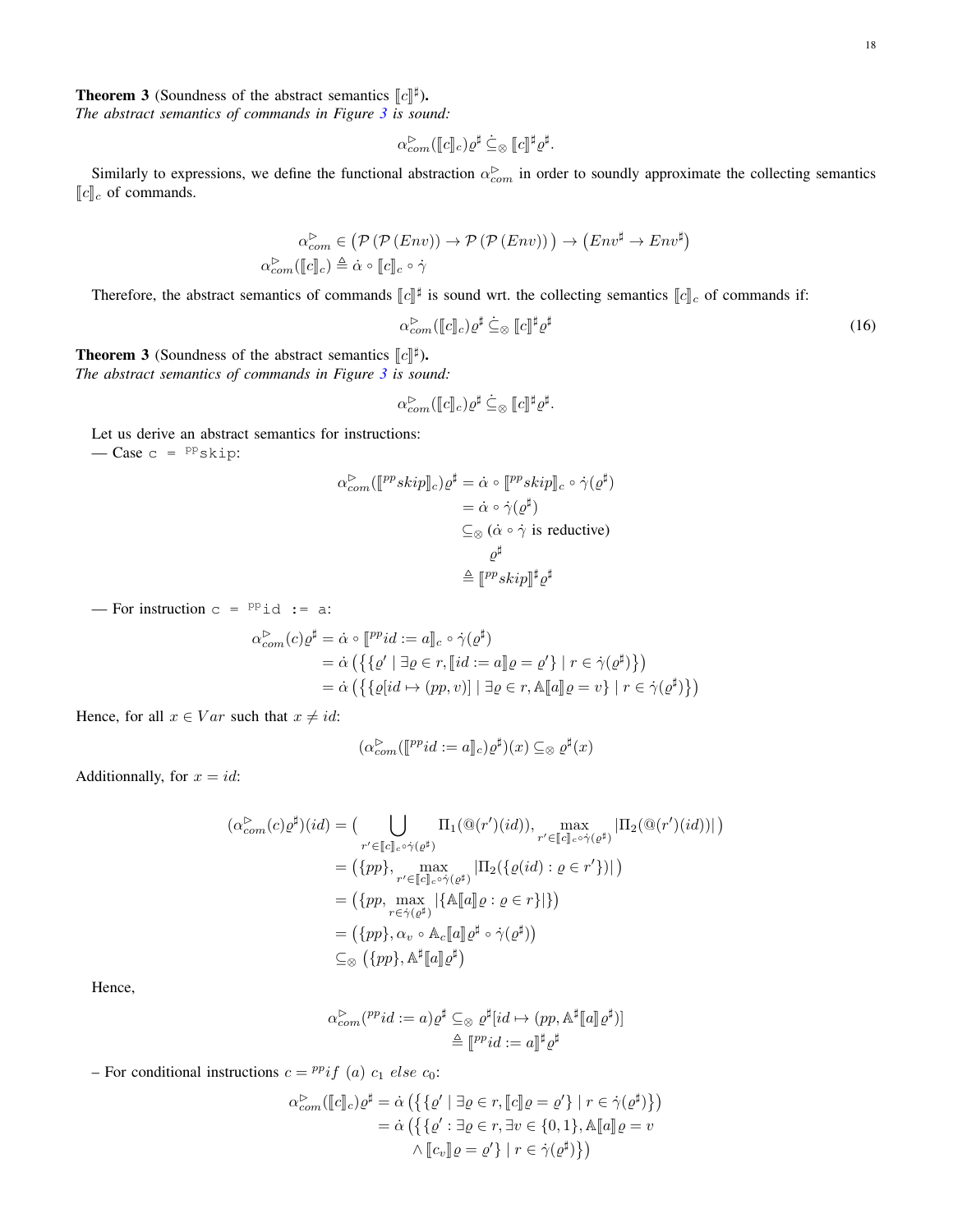**Theorem 3** (Soundness of the abstract semantics $[\![c]\!]^\sharp$).
*The abstract semantics of commands in Figure 3 is sound:*

$$\alpha^{\triangleright}_{com}([\![c]\!]_c)\varrho^\sharp \mathrel{\dot{\subseteq}_\otimes} [\![c]\!]^\sharp \varrho^\sharp.$$

Similarly to expressions, we define the functional abstraction $\alpha^{\triangleright}_{com}$ in order to soundly approximate the collecting semantics $[\![c]\!]_c$ of commands.

$$\begin{aligned}
\alpha^{\triangleright}_{com} &\in \big(\mathcal{P}\left(\mathcal{P}\left(Env\right)\right) \rightarrow \mathcal{P}\left(\mathcal{P}\left(Env\right)\right)\big) \rightarrow \left(Env^\sharp \rightarrow Env^\sharp\right) \\
\alpha^{\triangleright}_{com}([\![c]\!]_c) &\triangleq \dot{\alpha} \circ [\![c]\!]_c \circ \dot{\gamma}
\end{aligned}$$

Therefore, the abstract semantics of commands $[\![c]\!]^\sharp$ is sound wrt. the collecting semantics $[\![c]\!]_c$ of commands if:

$$\alpha^{\triangleright}_{com}([\![c]\!]_c)\varrho^\sharp \mathrel{\dot{\subseteq}_\otimes} [\![c]\!]^\sharp \varrho^\sharp \tag{16}$$

**Theorem 3** (Soundness of the abstract semantics $[\![c]\!]^\sharp$).
*The abstract semantics of commands in Figure 3 is sound:*

$$\alpha^{\triangleright}_{com}([\![c]\!]_c)\varrho^\sharp \mathrel{\dot{\subseteq}_\otimes} [\![c]\!]^\sharp \varrho^\sharp.$$

Let us derive an abstract semantics for instructions:
— Case `c = ppskip`:

$$\begin{aligned}
\alpha^{\triangleright}_{com}([\![^{pp}skip]\!]_c)\varrho^\sharp &= \dot{\alpha} \circ [\![^{pp}skip]\!]_c \circ \dot{\gamma}(\varrho^\sharp) \\
&= \dot{\alpha} \circ \dot{\gamma}(\varrho^\sharp) \\
&\subseteq_\otimes (\dot{\alpha} \circ \dot{\gamma} \text{ is reductive}) \\
&\quad\ \varrho^\sharp \\
&\triangleq [\![^{pp}skip]\!]^\sharp \varrho^\sharp
\end{aligned}$$

— For instruction `c = ppid := a`:

$$\begin{aligned}
\alpha^{\triangleright}_{com}(c)\varrho^\sharp &= \dot{\alpha} \circ [\![^{pp}id := a]\!]_c \circ \dot{\gamma}(\varrho^\sharp) \\
&= \dot{\alpha}\left(\left\{\{\varrho' \mid \exists \varrho \in r, [\![id := a]\!]\varrho = \varrho'\} \mid r \in \dot{\gamma}(\varrho^\sharp)\right\}\right) \\
&= \dot{\alpha}\left(\left\{\{\varrho[id \mapsto (pp, v)] \mid \exists \varrho \in r, \mathbb{A}[\![a]\!]\varrho = v\} \mid r \in \dot{\gamma}(\varrho^\sharp)\right\}\right)
\end{aligned}$$

Hence, for all $x \in Var$ such that $x \neq id$:

$$(\alpha^{\triangleright}_{com}([\![^{pp}id := a]\!]_c)\varrho^\sharp)(x) \subseteq_\otimes \varrho^\sharp(x)$$

Additionnally, for $x = id$:

$$\begin{aligned}
(\alpha^{\triangleright}_{com}(c)\varrho^\sharp)(id) &= \Big(\bigcup_{r' \in [\![c]\!]_c \circ \dot{\gamma}(\varrho^\sharp)} \Pi_1(@(r')(id)), \max_{r' \in [\![c]\!]_c \circ \dot{\gamma}(\varrho^\sharp)} |\Pi_2(@(r')(id))|\Big) \\
&= \big(\{pp\}, \max_{r' \in [\![c]\!]_c \circ \dot{\gamma}(\varrho^\sharp)} |\Pi_2(\{\varrho(id) : \varrho \in r'\})|\big) \\
&= \big(\{pp, \max_{r \in \dot{\gamma}(\varrho^\sharp)} |\{\mathbb{A}[\![a]\!]\varrho : \varrho \in r\}|\}\big) \\
&= \big(\{pp\}, \alpha_v \circ \mathbb{A}_c[\![a]\!]\varrho^\sharp \circ \dot{\gamma}(\varrho^\sharp)\big) \\
&\subseteq_\otimes \big(\{pp\}, \mathbb{A}^\sharp[\![a]\!]\varrho^\sharp\big)
\end{aligned}$$

Hence,

$$\begin{aligned}
\alpha^{\triangleright}_{com}(^{pp}id := a)\varrho^\sharp &\subseteq_\otimes \varrho^\sharp[id \mapsto (pp, \mathbb{A}^\sharp[\![a]\!]\varrho^\sharp)] \\
&\triangleq [\![^{pp}id := a]\!]^\sharp \varrho^\sharp
\end{aligned}$$

– For conditional instructions $c = {}^{pp}if\ (a)\ c_1\ else\ c_0$:

$$\begin{aligned}
\alpha^{\triangleright}_{com}([\![c]\!]_c)\varrho^\sharp &= \dot{\alpha}\left(\left\{\{\varrho' \mid \exists \varrho \in r, [\![c]\!]\varrho = \varrho'\} \mid r \in \dot{\gamma}(\varrho^\sharp)\right\}\right) \\
&= \dot{\alpha}\big(\{\{\varrho' : \exists \varrho \in r, \exists v \in \{0, 1\}, \mathbb{A}[\![a]\!]\varrho = v \\
&\qquad \wedge [\![c_v]\!]\varrho = \varrho'\} \mid r \in \dot{\gamma}(\varrho^\sharp)\}\big)
\end{aligned}$$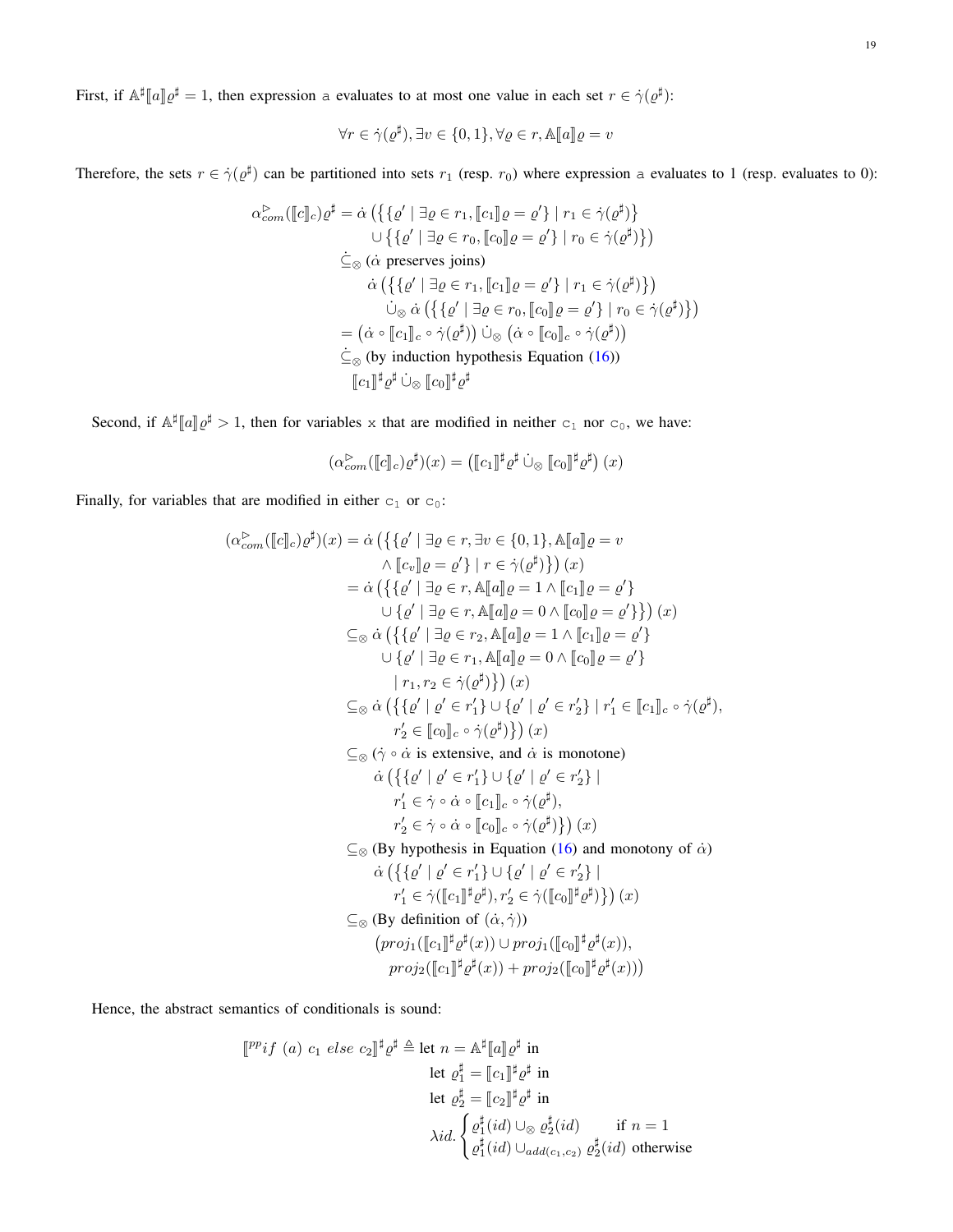First, if $\mathbb{A}^\sharp[\![a]\!]\varrho^\sharp = 1$, then expression a evaluates to at most one value in each set $r \in \dot\gamma(\varrho^\sharp)$:

$$\forall r \in \dot\gamma(\varrho^\sharp), \exists v \in \{0,1\}, \forall \varrho \in r, \mathbb{A}[\![a]\!]\varrho = v$$

Therefore, the sets $r \in \dot\gamma(\varrho^\sharp)$ can be partitioned into sets $r_1$ (resp. $r_0$) where expression a evaluates to 1 (resp. evaluates to 0):

$$\begin{aligned}
\alpha^{\triangleright}_{com}([\![c]\!]_c)\varrho^\sharp &= \dot\alpha\left(\left\{\{\varrho' \mid \exists \varrho \in r_1, [\![c_1]\!]\varrho = \varrho'\} \mid r_1 \in \dot\gamma(\varrho^\sharp)\right\}\right.\\
&\qquad \left.\cup \left\{\{\varrho' \mid \exists \varrho \in r_0, [\![c_0]\!]\varrho = \varrho'\} \mid r_0 \in \dot\gamma(\varrho^\sharp)\right\}\right)\\
&\dot\subseteq_\otimes (\dot\alpha \text{ preserves joins})\\
&\quad \dot\alpha\left(\left\{\{\varrho' \mid \exists \varrho \in r_1, [\![c_1]\!]\varrho = \varrho'\} \mid r_1 \in \dot\gamma(\varrho^\sharp)\right\}\right)\\
&\qquad \dot\cup_\otimes\, \dot\alpha\left(\left\{\{\varrho' \mid \exists \varrho \in r_0, [\![c_0]\!]\varrho = \varrho'\} \mid r_0 \in \dot\gamma(\varrho^\sharp)\right\}\right)\\
&= \left(\dot\alpha \circ [\![c_1]\!]_c \circ \dot\gamma(\varrho^\sharp)\right) \dot\cup_\otimes \left(\dot\alpha \circ [\![c_0]\!]_c \circ \dot\gamma(\varrho^\sharp)\right)\\
&\dot\subseteq_\otimes (\text{by induction hypothesis Equation (16)})\\
&\quad [\![c_1]\!]^\sharp\varrho^\sharp \,\dot\cup_\otimes\, [\![c_0]\!]^\sharp\varrho^\sharp
\end{aligned}$$

Second, if $\mathbb{A}^\sharp[\![a]\!]\varrho^\sharp > 1$, then for variables x that are modified in neither $c_1$ nor $c_0$, we have:

$$(\alpha^{\triangleright}_{com}([\![c]\!]_c)\varrho^\sharp)(x) = \left([\![c_1]\!]^\sharp\varrho^\sharp \,\dot\cup_\otimes\, [\![c_0]\!]^\sharp\varrho^\sharp\right)(x)$$

Finally, for variables that are modified in either $c_1$ or $c_0$:

$$\begin{aligned}
(\alpha^{\triangleright}_{com}([\![c]\!]_c)\varrho^\sharp)(x) &= \dot\alpha\left(\left\{\{\varrho' \mid \exists \varrho \in r, \exists v \in \{0,1\}, \mathbb{A}[\![a]\!]\varrho = v\right.\right.\\
&\qquad \left.\left.\wedge [\![c_v]\!]\varrho = \varrho'\} \mid r \in \dot\gamma(\varrho^\sharp)\right\}\right)(x)\\
&= \dot\alpha\left(\left\{\{\varrho' \mid \exists \varrho \in r, \mathbb{A}[\![a]\!]\varrho = 1 \wedge [\![c_1]\!]\varrho = \varrho'\}\right.\right.\\
&\qquad \left.\left.\cup \{\varrho' \mid \exists \varrho \in r, \mathbb{A}[\![a]\!]\varrho = 0 \wedge [\![c_0]\!]\varrho = \varrho'\}\right\}\right)(x)\\
&\subseteq_\otimes \dot\alpha\left(\left\{\{\varrho' \mid \exists \varrho \in r_2, \mathbb{A}[\![a]\!]\varrho = 1 \wedge [\![c_1]\!]\varrho = \varrho'\}\right.\right.\\
&\qquad \cup \{\varrho' \mid \exists \varrho \in r_1, \mathbb{A}[\![a]\!]\varrho = 0 \wedge [\![c_0]\!]\varrho = \varrho'\}\\
&\qquad \left.\left.\mid r_1, r_2 \in \dot\gamma(\varrho^\sharp)\right\}\right)(x)\\
&\subseteq_\otimes \dot\alpha\left(\left\{\{\varrho' \mid \varrho' \in r_1'\} \cup \{\varrho' \mid \varrho' \in r_2'\} \mid r_1' \in [\![c_1]\!]_c \circ \dot\gamma(\varrho^\sharp),\right.\right.\\
&\qquad \left.\left. r_2' \in [\![c_0]\!]_c \circ \dot\gamma(\varrho^\sharp)\right\}\right)(x)\\
&\subseteq_\otimes (\dot\gamma \circ \dot\alpha \text{ is extensive, and } \dot\alpha \text{ is monotone})\\
&\quad \dot\alpha\left(\left\{\{\varrho' \mid \varrho' \in r_1'\} \cup \{\varrho' \mid \varrho' \in r_2'\} \mid\right.\right.\\
&\qquad r_1' \in \dot\gamma \circ \dot\alpha \circ [\![c_1]\!]_c \circ \dot\gamma(\varrho^\sharp),\\
&\qquad \left.\left. r_2' \in \dot\gamma \circ \dot\alpha \circ [\![c_0]\!]_c \circ \dot\gamma(\varrho^\sharp)\right\}\right)(x)\\
&\subseteq_\otimes (\text{By hypothesis in Equation (16) and monotony of } \dot\alpha)\\
&\quad \dot\alpha\left(\left\{\{\varrho' \mid \varrho' \in r_1'\} \cup \{\varrho' \mid \varrho' \in r_2'\} \mid\right.\right.\\
&\qquad \left.\left. r_1' \in \dot\gamma([\![c_1]\!]^\sharp\varrho^\sharp), r_2' \in \dot\gamma([\![c_0]\!]^\sharp\varrho^\sharp)\right\}\right)(x)\\
&\subseteq_\otimes (\text{By definition of } (\dot\alpha, \dot\gamma))\\
&\quad \left(proj_1([\![c_1]\!]^\sharp\varrho^\sharp(x)) \cup proj_1([\![c_0]\!]^\sharp\varrho^\sharp(x)),\right.\\
&\qquad \left. proj_2([\![c_1]\!]^\sharp\varrho^\sharp(x)) + proj_2([\![c_0]\!]^\sharp\varrho^\sharp(x))\right)
\end{aligned}$$

Hence, the abstract semantics of conditionals is sound:

$$\begin{aligned}
[\![^{pp}if\ (a)\ c_1\ else\ c_2]\!]^\sharp\varrho^\sharp \triangleq\ & \text{let } n = \mathbb{A}^\sharp[\![a]\!]\varrho^\sharp \text{ in}\\
& \text{let } \varrho_1^\sharp = [\![c_1]\!]^\sharp\varrho^\sharp \text{ in}\\
& \text{let } \varrho_2^\sharp = [\![c_2]\!]^\sharp\varrho^\sharp \text{ in}\\
& \lambda id.\begin{cases} \varrho_1^\sharp(id) \cup_\otimes \varrho_2^\sharp(id) & \text{if } n = 1\\ \varrho_1^\sharp(id) \cup_{add(c_1,c_2)} \varrho_2^\sharp(id) & \text{otherwise}\end{cases}
\end{aligned}$$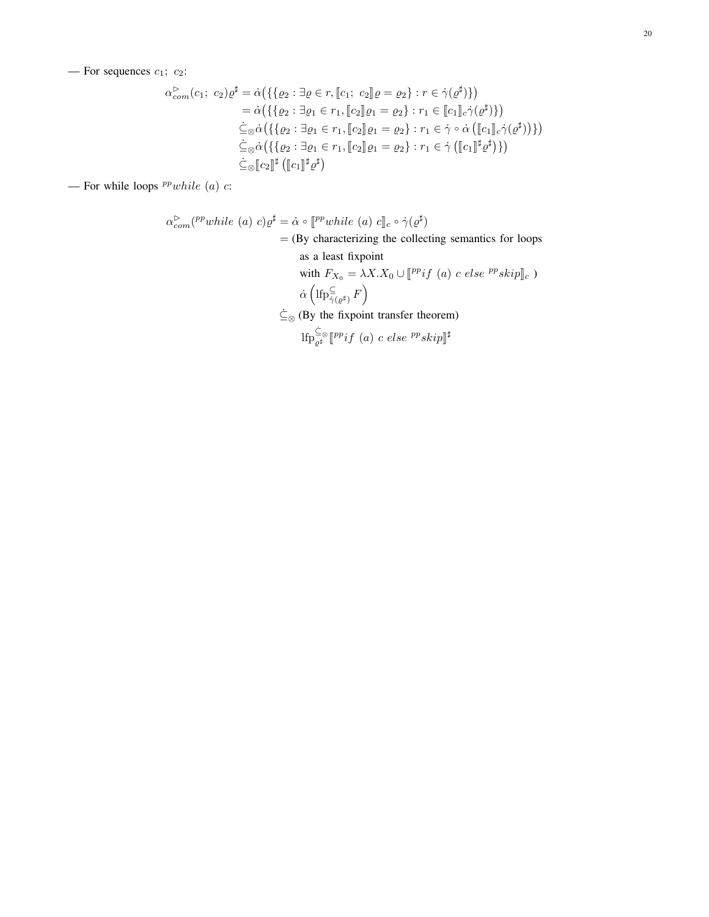— For sequences $c_1;\ c_2$:

$$
\begin{aligned}
\alpha^{\triangleright}_{com}(c_1;\ c_2)\varrho^\sharp &= \dot{\alpha}\big(\{\{\varrho_2 : \exists \varrho \in r, [\![c_1;\ c_2]\!]\varrho = \varrho_2\} : r \in \dot{\gamma}(\varrho^\sharp)\}\big) \\
&= \dot{\alpha}\big(\{\{\varrho_2 : \exists \varrho_1 \in r_1, [\![c_2]\!]\varrho_1 = \varrho_2\} : r_1 \in [\![c_1]\!]_c \dot{\gamma}(\varrho^\sharp)\}\big) \\
&\dot{\subseteq}_\otimes \dot{\alpha}\big(\{\{\varrho_2 : \exists \varrho_1 \in r_1, [\![c_2]\!]\varrho_1 = \varrho_2\} : r_1 \in \dot{\gamma} \circ \dot{\alpha}\left([\![c_1]\!]_c \dot{\gamma}(\varrho^\sharp)\right)\}\big) \\
&\dot{\subseteq}_\otimes \dot{\alpha}\big(\{\{\varrho_2 : \exists \varrho_1 \in r_1, [\![c_2]\!]\varrho_1 = \varrho_2\} : r_1 \in \dot{\gamma}\left([\![c_1]\!]^\sharp \varrho^\sharp\right)\}\big) \\
&\dot{\subseteq}_\otimes [\![c_2]\!]^\sharp \left([\![c_1]\!]^\sharp \varrho^\sharp\right)
\end{aligned}
$$

— For while loops ${}^{pp}while\ (a)\ c$:

$$
\begin{aligned}
\alpha^{\triangleright}_{com}({}^{pp}while\ (a)\ c)\varrho^\sharp &= \dot{\alpha} \circ [\![{}^{pp}while\ (a)\ c]\!]_c \circ \dot{\gamma}(\varrho^\sharp) \\
&= \text{(By characterizing the collecting semantics for loops} \\
&\qquad \text{as a least fixpoint} \\
&\qquad \text{with } F_{X_0} = \lambda X. X_0 \cup [\![{}^{pp}if\ (a)\ c\ else\ {}^{pp}skip]\!]_c\ \text{)} \\
&\qquad \dot{\alpha}\left(\mathrm{lfp}^{\subseteq}_{\dot{\gamma}(\varrho^\sharp)} F\right) \\
&\dot{\subseteq}_\otimes \text{(By the fixpoint transfer theorem)} \\
&\qquad \mathrm{lfp}^{\dot{\subseteq}_\otimes}_{\varrho^\sharp} [\![{}^{pp}if\ (a)\ c\ else\ {}^{pp}skip]\!]^\sharp
\end{aligned}
$$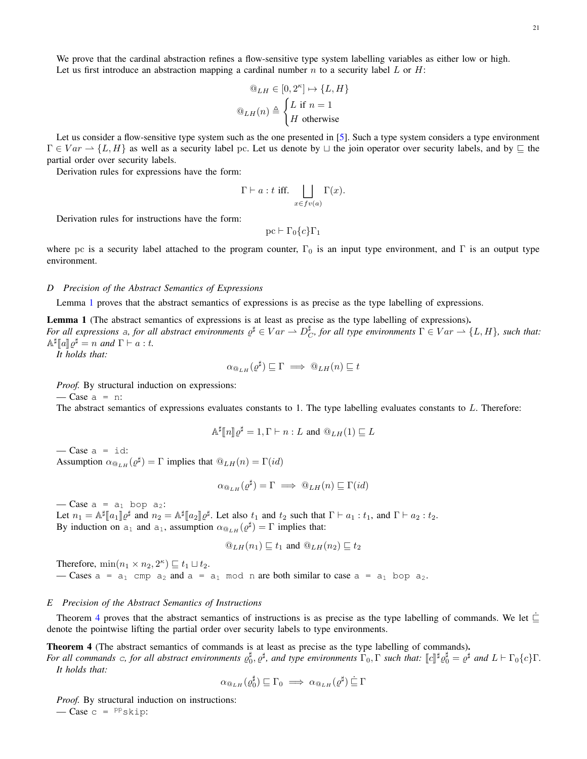We prove that the cardinal abstraction refines a flow-sensitive type system labelling variables as either low or high.
Let us first introduce an abstraction mapping a cardinal number $n$ to a security label $L$ or $H$:

$$@_{LH} \in [0, 2^\kappa] \mapsto \{L, H\}$$

$$@_{LH}(n) \triangleq \begin{cases} L \text{ if } n = 1 \\ H \text{ otherwise} \end{cases}$$

Let us consider a flow-sensitive type system such as the one presented in [5]. Such a type system considers a type environment $\Gamma \in Var \rightharpoonup \{L, H\}$ as well as a security label pc. Let us denote by $\sqcup$ the join operator over security labels, and by $\sqsubseteq$ the partial order over security labels.

Derivation rules for expressions have the form:

$$\Gamma \vdash a : t \text{ iff. } \bigsqcup_{x \in fv(a)} \Gamma(x).$$

Derivation rules for instructions have the form:

$$\mathrm{pc} \vdash \Gamma_0 \{c\} \Gamma_1$$

where pc is a security label attached to the program counter, $\Gamma_0$ is an input type environment, and $\Gamma$ is an output type environment.

### D Precision of the Abstract Semantics of Expressions

Lemma 1 proves that the abstract semantics of expressions is as precise as the type labelling of expressions.

**Lemma 1** (The abstract semantics of expressions is at least as precise as the type labelling of expressions)**.**
*For all expressions* a*, for all abstract environments $\varrho^\sharp \in Var \rightharpoonup D^\sharp_C$, for all type environments $\Gamma \in Var \rightharpoonup \{L, H\}$, such that: $\mathbb{A}^\sharp[\![a]\!]\varrho^\sharp = n$ and $\Gamma \vdash a : t$.*
*It holds that:*

$$\alpha_{@_{LH}}(\varrho^\sharp) \sqsubseteq \Gamma \implies @_{LH}(n) \sqsubseteq t$$

*Proof.* By structural induction on expressions:
— Case `a = n`:
The abstract semantics of expressions evaluates constants to 1. The type labelling evaluates constants to $L$. Therefore:

$$\mathbb{A}^\sharp[\![n]\!]\varrho^\sharp = 1, \Gamma \vdash n : L \text{ and } @_{LH}(1) \sqsubseteq L$$

— Case `a = id`:
Assumption $\alpha_{@_{LH}}(\varrho^\sharp) = \Gamma$ implies that $@_{LH}(n) = \Gamma(id)$

$$\alpha_{@_{LH}}(\varrho^\sharp) = \Gamma \implies @_{LH}(n) \sqsubseteq \Gamma(id)$$

— Case `a = a₁ bop a₂`:
Let $n_1 = \mathbb{A}^\sharp[\![a_1]\!]\varrho^\sharp$ and $n_2 = \mathbb{A}^\sharp[\![a_2]\!]\varrho^\sharp$. Let also $t_1$ and $t_2$ such that $\Gamma \vdash a_1 : t_1$, and $\Gamma \vdash a_2 : t_2$.
By induction on $a_1$ and $a_1$, assumption $\alpha_{@_{LH}}(\varrho^\sharp) = \Gamma$ implies that:

$$@_{LH}(n_1) \sqsubseteq t_1 \text{ and } @_{LH}(n_2) \sqsubseteq t_2$$

Therefore, $\min(n_1 \times n_2, 2^\kappa) \sqsubseteq t_1 \sqcup t_2$.
— Cases `a = a₁ cmp a₂` and `a = a₁ mod n` are both similar to case `a = a₁ bop a₂`.

### E Precision of the Abstract Semantics of Instructions

Theorem 4 proves that the abstract semantics of instructions is as precise as the type labelling of commands. We let $\dot{\sqsubseteq}$ denote the pointwise lifting the partial order over security labels to type environments.

**Theorem 4** (The abstract semantics of commands is at least as precise as the type labelling of commands)**.**
*For all commands* c*, for all abstract environments $\varrho^\sharp_0, \varrho^\sharp$, and type environments $\Gamma_0, \Gamma$ such that: $[\![c]\!]^\sharp\varrho^\sharp_0 = \varrho^\sharp$ and $L \vdash \Gamma_0\{c\}\Gamma$.*
*It holds that:*

$$\alpha_{@_{LH}}(\varrho^\sharp_0) \sqsubseteq \Gamma_0 \implies \alpha_{@_{LH}}(\varrho^\sharp) \dot{\sqsubseteq} \Gamma$$

*Proof.* By structural induction on instructions:
— Case `c = ᵖᵖskip`: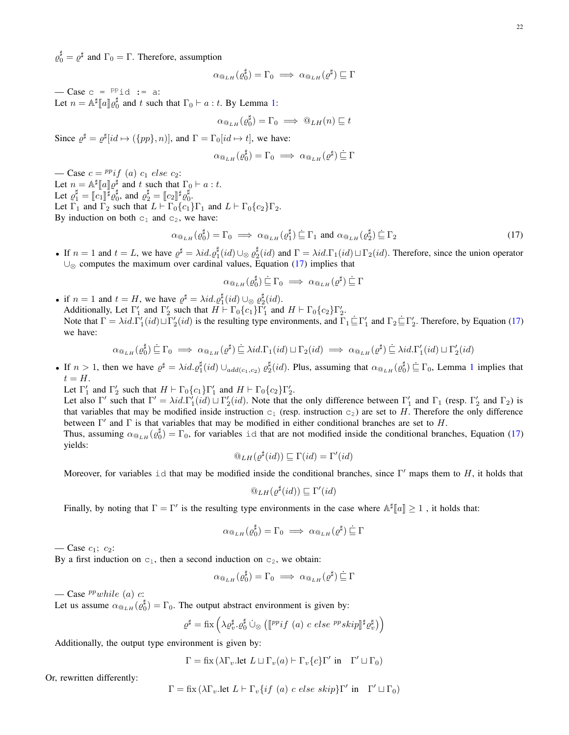$\varrho_0^\sharp = \varrho^\sharp$ and $\Gamma_0 = \Gamma$. Therefore, assumption

$$\alpha_{@_{LH}}(\varrho_0^\sharp) = \Gamma_0 \implies \alpha_{@_{LH}}(\varrho^\sharp) \sqsubseteq \Gamma$$

— Case `c = ppid := a`:
Let $n = \mathbb{A}^\sharp[\![a]\!]\varrho_0^\sharp$ and $t$ such that $\Gamma_0 \vdash a : t$. By Lemma 1:

$$\alpha_{@_{LH}}(\varrho_0^\sharp) = \Gamma_0 \implies @_{LH}(n) \sqsubseteq t$$

Since $\varrho^\sharp = \varrho^\sharp[id \mapsto (\{pp\}, n)]$, and $\Gamma = \Gamma_0[id \mapsto t]$, we have:

$$\alpha_{@_{LH}}(\varrho_0^\sharp) = \Gamma_0 \implies \alpha_{@_{LH}}(\varrho^\sharp) \dot{\sqsubseteq} \Gamma$$

— Case $c = {}^{pp}if\ (a)\ c_1\ else\ c_2$:
Let $n = \mathbb{A}^\sharp[\![a]\!]\varrho^\sharp$ and $t$ such that $\Gamma_0 \vdash a : t$.
Let $\varrho_1^\sharp = [\![c_1]\!]^\sharp\varrho_0^\sharp$, and $\varrho_2^\sharp = [\![c_2]\!]^\sharp\varrho_0^\sharp$.
Let $\Gamma_1$ and $\Gamma_2$ such that $L \vdash \Gamma_0\{c_1\}\Gamma_1$ and $L \vdash \Gamma_0\{c_2\}\Gamma_2$.
By induction on both `c1` and `c2`, we have:

$$\alpha_{@_{LH}}(\varrho_0^\sharp) = \Gamma_0 \implies \alpha_{@_{LH}}(\varrho_1^\sharp) \dot{\sqsubseteq} \Gamma_1 \text{ and } \alpha_{@_{LH}}(\varrho_2^\sharp) \dot{\sqsubseteq} \Gamma_2 \tag{17}$$

- If $n = 1$ and $t = L$, we have $\varrho^\sharp = \lambda id.\varrho_1^\sharp(id) \cup_\otimes \varrho_2^\sharp(id)$ and $\Gamma = \lambda id.\Gamma_1(id) \sqcup \Gamma_2(id)$. Therefore, since the union operator $\cup_\otimes$ computes the maximum over cardinal values, Equation (17) implies that

$$\alpha_{@_{LH}}(\varrho_0^\sharp) \dot{\sqsubseteq} \Gamma_0 \implies \alpha_{@_{LH}}(\varrho^\sharp) \dot{\sqsubseteq} \Gamma$$

- if $n = 1$ and $t = H$, we have $\varrho^\sharp = \lambda id.\varrho_1^\sharp(id) \cup_\otimes \varrho_2^\sharp(id)$.
  Additionally, Let $\Gamma_1'$ and $\Gamma_2'$ such that $H \vdash \Gamma_0\{c_1\}\Gamma_1'$ and $H \vdash \Gamma_0\{c_2\}\Gamma_2'$.
  Note that $\Gamma = \lambda id.\Gamma_1'(id) \sqcup \Gamma_2'(id)$ is the resulting type environments, and $\Gamma_1 \dot{\sqsubseteq} \Gamma_1'$ and $\Gamma_2 \dot{\sqsubseteq} \Gamma_2'$. Therefore, by Equation (17) we have:

$$\alpha_{@_{LH}}(\varrho_0^\sharp) \dot{\sqsubseteq} \Gamma_0 \implies \alpha_{@_{LH}}(\varrho^\sharp) \dot{\sqsubseteq} \lambda id.\Gamma_1(id) \sqcup \Gamma_2(id) \implies \alpha_{@_{LH}}(\varrho^\sharp) \dot{\sqsubseteq} \lambda id.\Gamma_1'(id) \sqcup \Gamma_2'(id)$$

- If $n > 1$, then we have $\varrho^\sharp = \lambda id.\varrho_1^\sharp(id) \cup_{add(c_1,c_2)} \varrho_2^\sharp(id)$. Plus, assuming that $\alpha_{@_{LH}}(\varrho_0^\sharp) \dot{\sqsubseteq} \Gamma_0$, Lemma 1 implies that $t = H$.
  Let $\Gamma_1'$ and $\Gamma_2'$ such that $H \vdash \Gamma_0\{c_1\}\Gamma_1'$ and $H \vdash \Gamma_0\{c_2\}\Gamma_2'$.
  Let also $\Gamma'$ such that $\Gamma' = \lambda id.\Gamma_1'(id) \sqcup \Gamma_2'(id)$. Note that the only difference between $\Gamma_1'$ and $\Gamma_1$ (resp. $\Gamma_2'$ and $\Gamma_2$) is that variables that may be modified inside instruction `c1` (resp. instruction `c2`) are set to $H$. Therefore the only difference between $\Gamma'$ and $\Gamma$ is that variables that may be modified in either conditional branches are set to $H$.
  Thus, assuming $\alpha_{@_{LH}}(\varrho_0^\sharp) = \Gamma_0$, for variables `id` that are not modified inside the conditional branches, Equation (17) yields:

$$@_{LH}(\varrho^\sharp(id)) \sqsubseteq \Gamma(id) = \Gamma'(id)$$

  Moreover, for variables `id` that may be modified inside the conditional branches, since $\Gamma'$ maps them to $H$, it holds that

$$@_{LH}(\varrho^\sharp(id)) \sqsubseteq \Gamma'(id)$$

  Finally, by noting that $\Gamma = \Gamma'$ is the resulting type environments in the case where $\mathbb{A}^\sharp[\![a]\!] \geq 1$ , it holds that:

$$\alpha_{@_{LH}}(\varrho_0^\sharp) = \Gamma_0 \implies \alpha_{@_{LH}}(\varrho^\sharp) \dot{\sqsubseteq} \Gamma$$

— Case $c_1;\ c_2$:
By a first induction on `c1`, then a second induction on `c2`, we obtain:

$$\alpha_{@_{LH}}(\varrho_0^\sharp) = \Gamma_0 \implies \alpha_{@_{LH}}(\varrho^\sharp) \dot{\sqsubseteq} \Gamma$$

— Case ${}^{pp}while\ (a)\ c$:
Let us assume $\alpha_{@_{LH}}(\varrho_0^\sharp) = \Gamma_0$. The output abstract environment is given by:

$$\varrho^\sharp = \text{fix}\left(\lambda\varrho_v^\sharp.\varrho_0^\sharp \dot{\cup}_\otimes \left([\![{}^{pp}if\ (a)\ c\ else\ {}^{pp}skip]\!]^\sharp\varrho_v^\sharp\right)\right)$$

Additionally, the output type environment is given by:

$$\Gamma = \text{fix}\,(\lambda\Gamma_v.\text{let } L \sqcup \Gamma_v(a) \vdash \Gamma_v\{c\}\Gamma' \text{ in } \quad \Gamma' \sqcup \Gamma_0)$$

Or, rewritten differently:

$$\Gamma = \text{fix}\,(\lambda\Gamma_v.\text{let } L \vdash \Gamma_v\{if\ (a)\ c\ else\ skip\}\Gamma' \text{ in } \quad \Gamma' \sqcup \Gamma_0)$$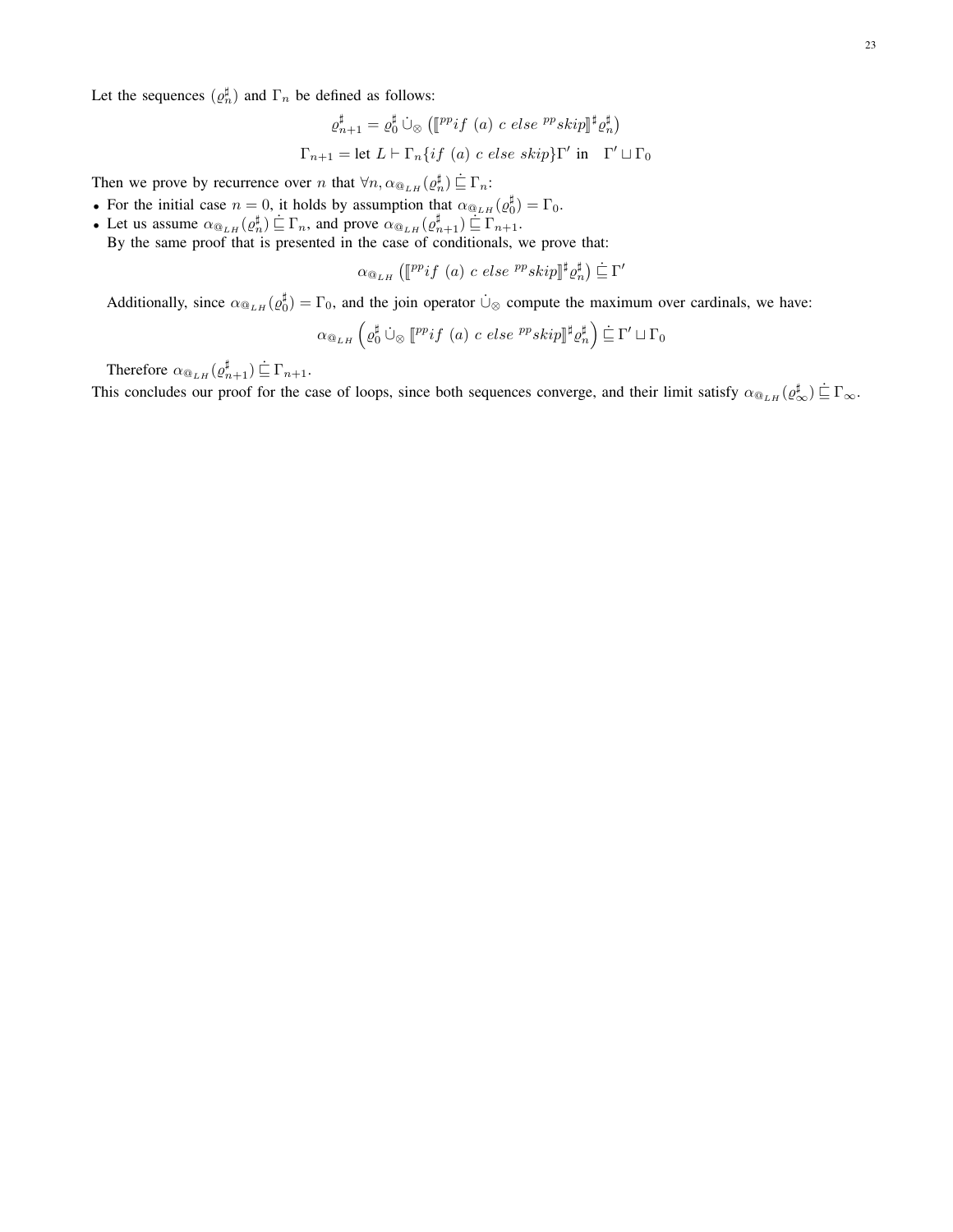Let the sequences $(\varrho^\sharp_n)$ and $\Gamma_n$ be defined as follows:

$$\varrho^\sharp_{n+1} = \varrho^\sharp_0 \,\dot\cup_\otimes \left(\llbracket^{pp} if\ (a)\ c\ else\ {}^{pp} skip\rrbracket^\sharp \varrho^\sharp_n\right)$$

$$\Gamma_{n+1} = \text{let } L \vdash \Gamma_n\{if\ (a)\ c\ else\ skip\}\Gamma' \text{ in } \quad \Gamma' \sqcup \Gamma_0$$

Then we prove by recurrence over $n$ that $\forall n, \alpha_{@_{LH}}(\varrho^\sharp_n) \,\dot\sqsubseteq\, \Gamma_n$:

- For the initial case $n = 0$, it holds by assumption that $\alpha_{@_{LH}}(\varrho^\sharp_0) = \Gamma_0$.
- Let us assume $\alpha_{@_{LH}}(\varrho^\sharp_n) \,\dot\sqsubseteq\, \Gamma_n$, and prove $\alpha_{@_{LH}}(\varrho^\sharp_{n+1}) \,\dot\sqsubseteq\, \Gamma_{n+1}$.
  By the same proof that is presented in the case of conditionals, we prove that:

  $$\alpha_{@_{LH}}\left(\llbracket^{pp} if\ (a)\ c\ else\ {}^{pp} skip\rrbracket^\sharp \varrho^\sharp_n\right) \,\dot\sqsubseteq\, \Gamma'$$

  Additionally, since $\alpha_{@_{LH}}(\varrho^\sharp_0) = \Gamma_0$, and the join operator $\dot\cup_\otimes$ compute the maximum over cardinals, we have:

  $$\alpha_{@_{LH}}\left(\varrho^\sharp_0 \,\dot\cup_\otimes \llbracket^{pp} if\ (a)\ c\ else\ {}^{pp} skip\rrbracket^\sharp \varrho^\sharp_n\right) \,\dot\sqsubseteq\, \Gamma' \sqcup \Gamma_0$$

  Therefore $\alpha_{@_{LH}}(\varrho^\sharp_{n+1}) \,\dot\sqsubseteq\, \Gamma_{n+1}$.

This concludes our proof for the case of loops, since both sequences converge, and their limit satisfy $\alpha_{@_{LH}}(\varrho^\sharp_\infty) \,\dot\sqsubseteq\, \Gamma_\infty$.